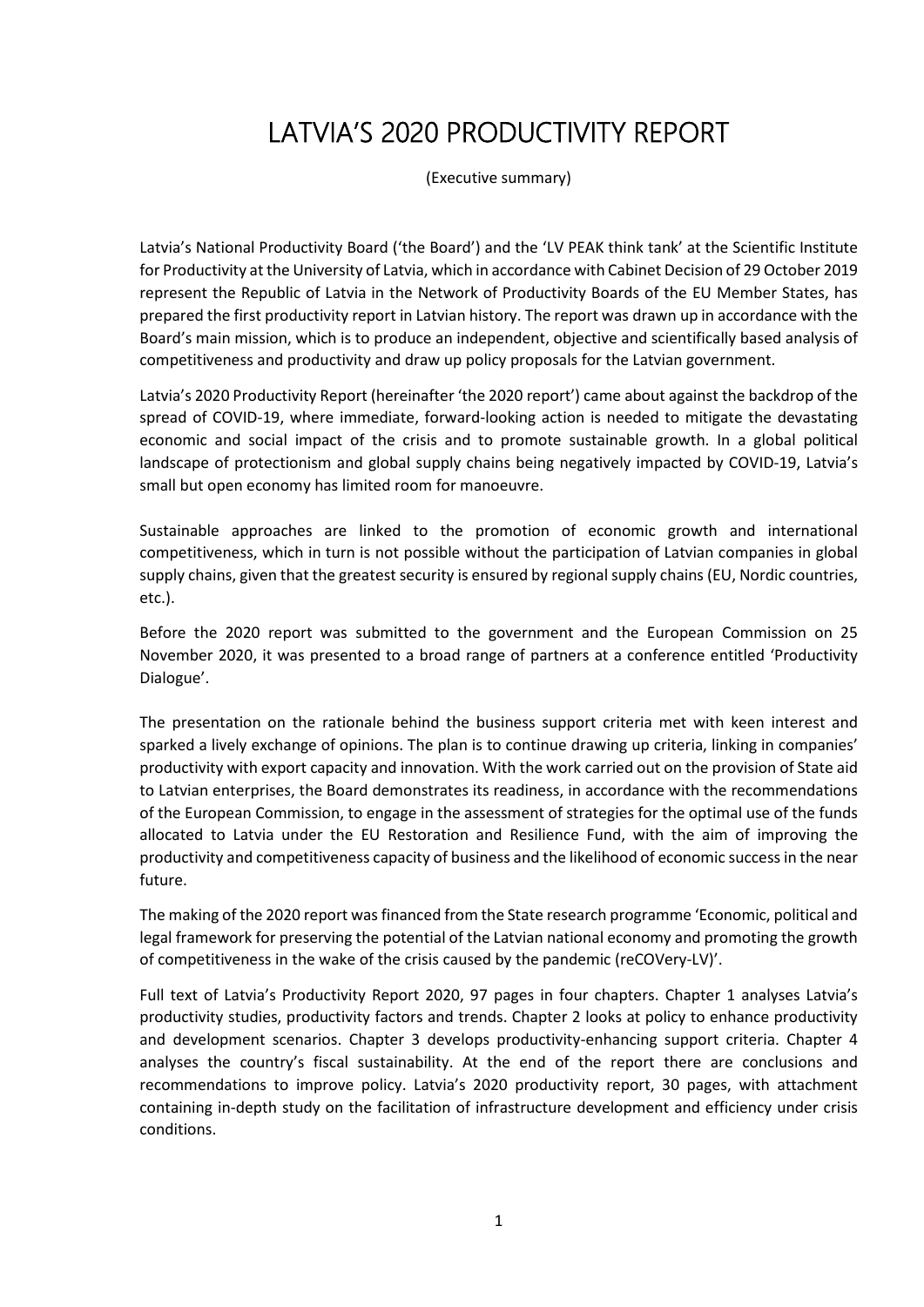# LATVIA'S 2020 PRODUCTIVITY REPORT

(Executive summary)

Latvia's National Productivity Board ('the Board') and the 'LV PEAK think tank' at the Scientific Institute for Productivity at the University of Latvia, which in accordance with Cabinet Decision of 29 October 2019 represent the Republic of Latvia in the Network of Productivity Boards of the EU Member States, has prepared the first productivity report in Latvian history. The report was drawn up in accordance with the Board's main mission, which is to produce an independent, objective and scientifically based analysis of competitiveness and productivity and draw up policy proposals for the Latvian government.

Latvia's 2020 Productivity Report (hereinafter 'the 2020 report') came about against the backdrop of the spread of COVID-19, where immediate, forward-looking action is needed to mitigate the devastating economic and social impact of the crisis and to promote sustainable growth. In a global political landscape of protectionism and global supply chains being negatively impacted by COVID-19, Latvia's small but open economy has limited room for manoeuvre.

Sustainable approaches are linked to the promotion of economic growth and international competitiveness, which in turn is not possible without the participation of Latvian companies in global supply chains, given that the greatest security is ensured by regional supply chains (EU, Nordic countries, etc.).

Before the 2020 report was submitted to the government and the European Commission on 25 November 2020, it was presented to a broad range of partners at a conference entitled 'Productivity Dialogue'.

The presentation on the rationale behind the business support criteria met with keen interest and sparked a lively exchange of opinions. The plan is to continue drawing up criteria, linking in companies' productivity with export capacity and innovation. With the work carried out on the provision of State aid to Latvian enterprises, the Board demonstrates its readiness, in accordance with the recommendations of the European Commission, to engage in the assessment of strategies for the optimal use of the funds allocated to Latvia under the EU Restoration and Resilience Fund, with the aim of improving the productivity and competitiveness capacity of business and the likelihood of economic success in the near future.

The making of the 2020 report was financed from the State research programme 'Economic, political and legal framework for preserving the potential of the Latvian national economy and promoting the growth of competitiveness in the wake of the crisis caused by the pandemic (reCOVery-LV)'.

Full text of Latvia's Productivity Report 2020, 97 pages in four chapters. Chapter 1 analyses Latvia's productivity studies, productivity factors and trends. Chapter 2 looks at policy to enhance productivity and development scenarios. Chapter 3 develops productivity-enhancing support criteria. Chapter 4 analyses the country's fiscal sustainability. At the end of the report there are conclusions and recommendations to improve policy. Latvia's 2020 productivity report, 30 pages, with attachment containing in-depth study on the facilitation of infrastructure development and efficiency under crisis conditions.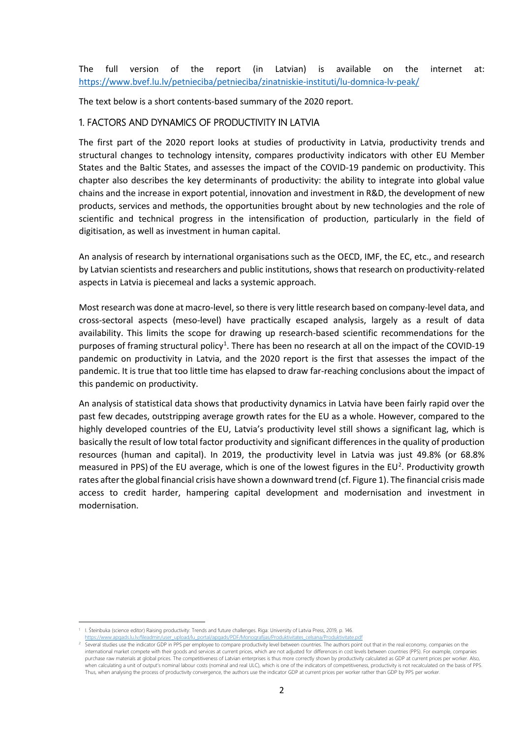The full version of the report (in Latvian) is available on the internet at: https://www.bvef.lu.lv/petnieciba/petnieciba/zinatniskie-instituti/lu-domnica-lv-peak/

The text below is a short contents-based summary of the 2020 report.

## 1. FACTORS AND DYNAMICS OF PRODUCTIVITY IN LATVIA

The first part of the 2020 report looks at studies of productivity in Latvia, productivity trends and structural changes to technology intensity, compares productivity indicators with other EU Member States and the Baltic States, and assesses the impact of the COVID-19 pandemic on productivity. This chapter also describes the key determinants of productivity: the ability to integrate into global value chains and the increase in export potential, innovation and investment in R&D, the development of new products, services and methods, the opportunities brought about by new technologies and the role of scientific and technical progress in the intensification of production, particularly in the field of digitisation, as well as investment in human capital.

An analysis of research by international organisations such as the OECD, IMF, the EC, etc., and research by Latvian scientists and researchers and public institutions, shows that research on productivity-related aspects in Latvia is piecemeal and lacks a systemic approach.

Most research was done at macro-level, so there is very little research based on company-level data, and cross-sectoral aspects (meso-level) have practically escaped analysis, largely as a result of data availability. This limits the scope for drawing up research-based scientific recommendations for the purposes of framing structural policy[1]. There has been no research at all on the impact of the COVID-19 pandemic on productivity in Latvia, and the 2020 report is the first that assesses the impact of the pandemic. It is true that too little time has elapsed to draw far-reaching conclusions about the impact of this pandemic on productivity.

An analysis of statistical data shows that productivity dynamics in Latvia have been fairly rapid over the past few decades, outstripping average growth rates for the EU as a whole. However, compared to the highly developed countries of the EU, Latvia's productivity level still shows a significant lag, which is basically the result of low total factor productivity and significant differences in the quality of production resources (human and capital). In 2019, the productivity level in Latvia was just 49.8% (or 68.8% measured in PPS) of the EU average, which is one of the lowest figures in the EU[2]. Productivity growth rates after the global financial crisis have shown a downward trend (cf. Figure 1). The financial crisis made access to credit harder, hampering capital development and modernisation and investment in modernisation.

---

[1] I. Šteinbuka (science editor) Raising productivity: Trends and future challenges. Riga: University of Latvia Press, 2019, p. 146. https://www.apgads.lu.lv/fileadmin/user_upload/lu_portal/apgads/PDF/Monografijas/Produktivitates_celsana/Produktivitate.pdf

[2] Several studies use the indicator GDP in PPS per employee to compare productivity level between countries. The authors point out that in the real economy, companies on the international market compete with their goods and services at current prices, which are not adjusted for differences in cost levels between countries (PPS). For example, companies purchase raw materials at global prices. The competitiveness of Latvian enterprises is thus more correctly shown by productivity calculated as GDP at current prices per worker. Also, when calculating a unit of output's nominal labour costs (nominal and real ULC), which is one of the indicators of competitiveness, productivity is not recalculated on the basis of PPS. Thus, when analysing the process of productivity convergence, the authors use the indicator GDP at current prices per worker rather than GDP by PPS per worker.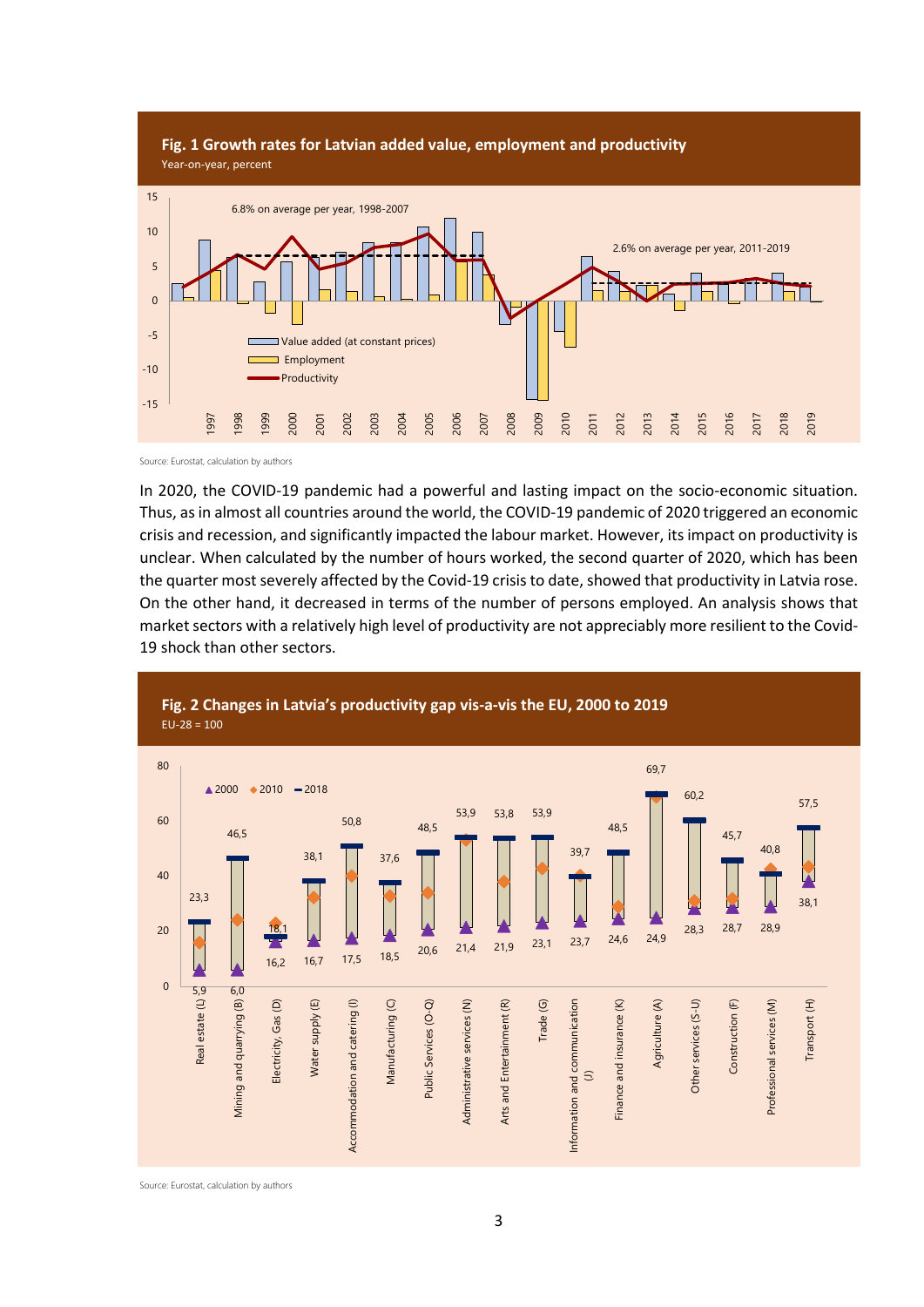**Fig. 1 Growth rates for Latvian added value, employment and productivity**

Year-on-year, percent

Source: Eurostat, calculation by authors

In 2020, the COVID-19 pandemic had a powerful and lasting impact on the socio-economic situation. Thus, as in almost all countries around the world, the COVID-19 pandemic of 2020 triggered an economic crisis and recession, and significantly impacted the labour market. However, its impact on productivity is unclear. When calculated by the number of hours worked, the second quarter of 2020, which has been the quarter most severely affected by the Covid-19 crisis to date, showed that productivity in Latvia rose. On the other hand, it decreased in terms of the number of persons employed. An analysis shows that market sectors with a relatively high level of productivity are not appreciably more resilient to the Covid-19 shock than other sectors.

**Fig. 2 Changes in Latvia's productivity gap vis-a-vis the EU, 2000 to 2019**

EU-28 = 100

Source: Eurostat, calculation by authors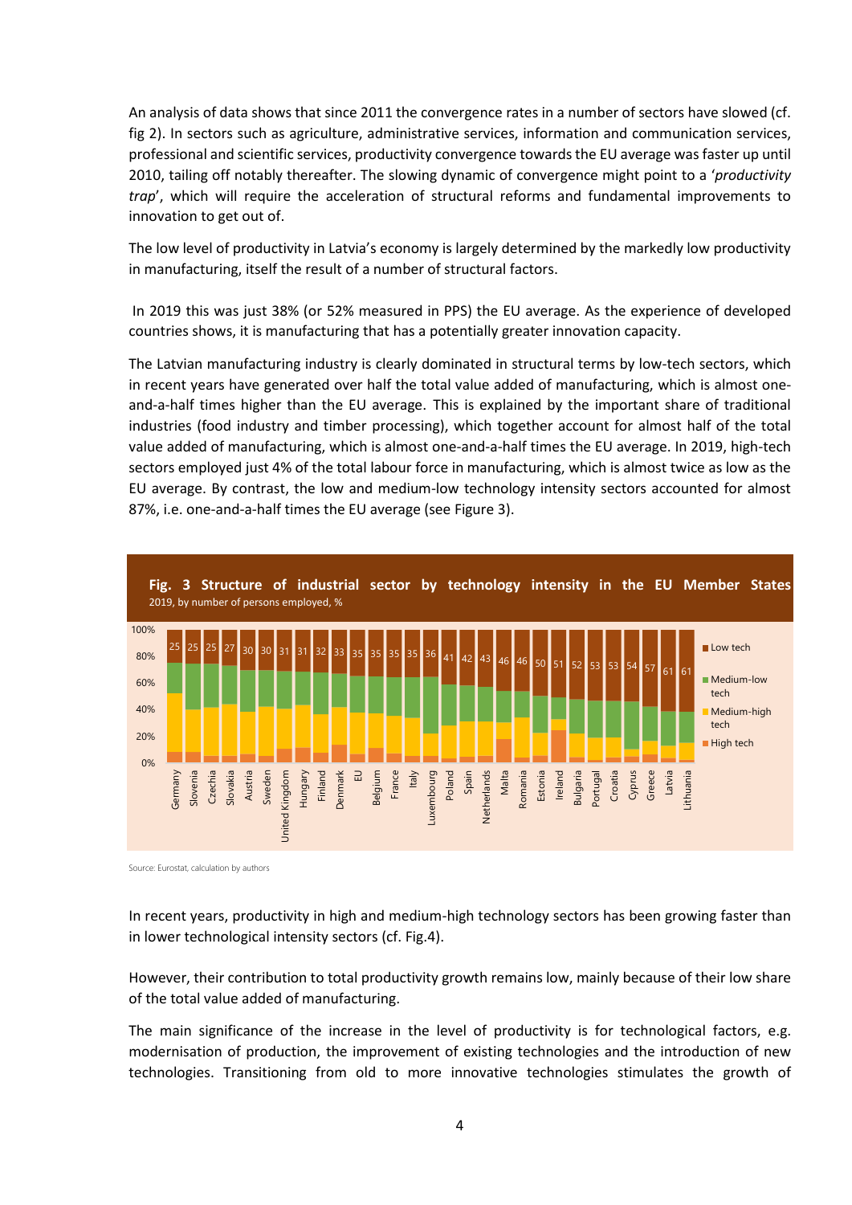An analysis of data shows that since 2011 the convergence rates in a number of sectors have slowed (cf. fig 2). In sectors such as agriculture, administrative services, information and communication services, professional and scientific services, productivity convergence towards the EU average was faster up until 2010, tailing off notably thereafter. The slowing dynamic of convergence might point to a '*productivity trap*', which will require the acceleration of structural reforms and fundamental improvements to innovation to get out of.

The low level of productivity in Latvia's economy is largely determined by the markedly low productivity in manufacturing, itself the result of a number of structural factors.

In 2019 this was just 38% (or 52% measured in PPS) the EU average. As the experience of developed countries shows, it is manufacturing that has a potentially greater innovation capacity.

The Latvian manufacturing industry is clearly dominated in structural terms by low-tech sectors, which in recent years have generated over half the total value added of manufacturing, which is almost one-and-a-half times higher than the EU average. This is explained by the important share of traditional industries (food industry and timber processing), which together account for almost half of the total value added of manufacturing, which is almost one-and-a-half times the EU average. In 2019, high-tech sectors employed just 4% of the total labour force in manufacturing, which is almost twice as low as the EU average. By contrast, the low and medium-low technology intensity sectors accounted for almost 87%, i.e. one-and-a-half times the EU average (see Figure 3).

**Fig. 3 Structure of industrial sector by technology intensity in the EU Member States**
2019, by number of persons employed, %

| Country | Low tech (%) |
|---|---|
| Germany | 25 |
| Slovenia | 25 |
| Czechia | 25 |
| Slovakia | 27 |
| Austria | 30 |
| Sweden | 30 |
| United Kingdom | 31 |
| Hungary | 31 |
| Finland | 32 |
| Denmark | 33 |
| EU | 35 |
| Belgium | 35 |
| France | 35 |
| Italy | 35 |
| Luxembourg | 36 |
| Poland | 41 |
| Spain | 42 |
| Netherlands | 43 |
| Malta | 46 |
| Romania | 46 |
| Estonia | 50 |
| Ireland | 51 |
| Bulgaria | 52 |
| Portugal | 53 |
| Croatia | 53 |
| Cyprus | 54 |
| Greece | 57 |
| Latvia | 61 |
| Lithuania | 61 |

Legend: Low tech; Medium-low tech; Medium-high tech; High tech

Source: Eurostat, calculation by authors

In recent years, productivity in high and medium-high technology sectors has been growing faster than in lower technological intensity sectors (cf. Fig.4).

However, their contribution to total productivity growth remains low, mainly because of their low share of the total value added of manufacturing.

The main significance of the increase in the level of productivity is for technological factors, e.g. modernisation of production, the improvement of existing technologies and the introduction of new technologies. Transitioning from old to more innovative technologies stimulates the growth of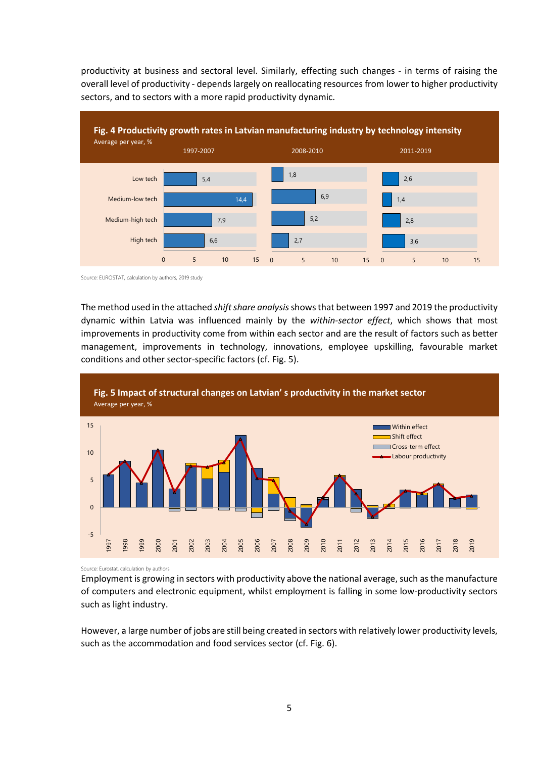productivity at business and sectoral level. Similarly, effecting such changes - in terms of raising the overall level of productivity - depends largely on reallocating resources from lower to higher productivity sectors, and to sectors with a more rapid productivity dynamic.

**Fig. 4 Productivity growth rates in Latvian manufacturing industry by technology intensity**

Average per year, %

| | 1997-2007 | 2008-2010 | 2011-2019 |
|---|---|---|---|
| Low tech | 5,4 | 1,8 | 2,6 |
| Medium-low tech | 14,4 | 6,9 | 1,4 |
| Medium-high tech | 7,9 | 5,2 | 2,8 |
| High tech | 6,6 | 2,7 | 3,6 |

Source: EUROSTAT, calculation by authors, 2019 study

The method used in the attached *shift share analysis* shows that between 1997 and 2019 the productivity dynamic within Latvia was influenced mainly by the *within-sector effect*, which shows that most improvements in productivity come from within each sector and are the result of factors such as better management, improvements in technology, innovations, employee upskilling, favourable market conditions and other sector-specific factors (cf. Fig. 5).

**Fig. 5 Impact of structural changes on Latvian' s productivity in the market sector**

Average per year, %

Source: Eurostat, calculation by authors

Employment is growing in sectors with productivity above the national average, such as the manufacture of computers and electronic equipment, whilst employment is falling in some low-productivity sectors such as light industry.

However, a large number of jobs are still being created in sectors with relatively lower productivity levels, such as the accommodation and food services sector (cf. Fig. 6).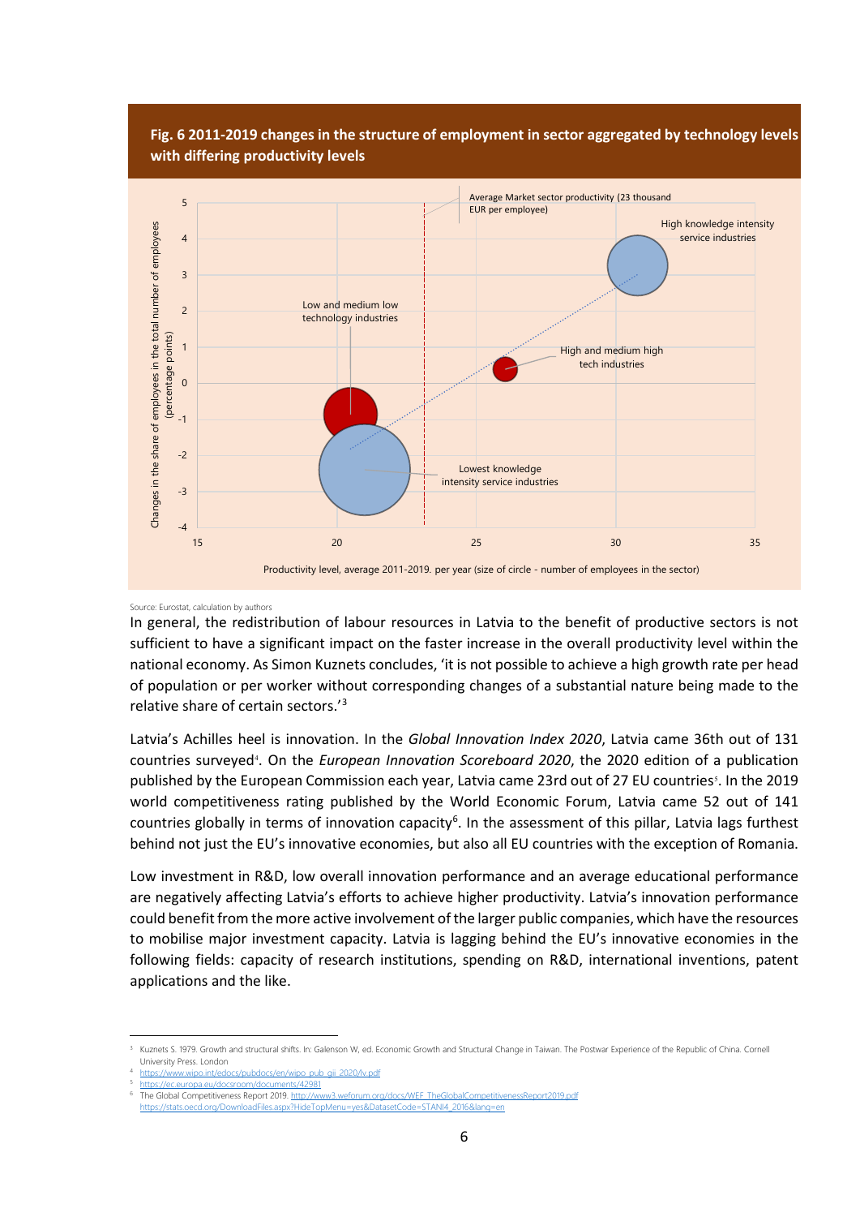**Fig. 6 2011-2019 changes in the structure of employment in sector aggregated by technology levels with differing productivity levels**

Source: Eurostat, calculation by authors

In general, the redistribution of labour resources in Latvia to the benefit of productive sectors is not sufficient to have a significant impact on the faster increase in the overall productivity level within the national economy. As Simon Kuznets concludes, 'it is not possible to achieve a high growth rate per head of population or per worker without corresponding changes of a substantial nature being made to the relative share of certain sectors.'[3]

Latvia's Achilles heel is innovation. In the *Global Innovation Index 2020*, Latvia came 36th out of 131 countries surveyed[4]. On the *European Innovation Scoreboard 2020*, the 2020 edition of a publication published by the European Commission each year, Latvia came 23rd out of 27 EU countries[5]. In the 2019 world competitiveness rating published by the World Economic Forum, Latvia came 52 out of 141 countries globally in terms of innovation capacity[6]. In the assessment of this pillar, Latvia lags furthest behind not just the EU's innovative economies, but also all EU countries with the exception of Romania.

Low investment in R&D, low overall innovation performance and an average educational performance are negatively affecting Latvia's efforts to achieve higher productivity. Latvia's innovation performance could benefit from the more active involvement of the larger public companies, which have the resources to mobilise major investment capacity. Latvia is lagging behind the EU's innovative economies in the following fields: capacity of research institutions, spending on R&D, international inventions, patent applications and the like.

---

[3] Kuznets S. 1979. Growth and structural shifts. In: Galenson W, ed. Economic Growth and Structural Change in Taiwan. The Postwar Experience of the Republic of China. Cornell University Press. London

[4] https://www.wipo.int/edocs/pubdocs/en/wipo_pub_gii_2020/lv.pdf

[5] https://ec.europa.eu/docsroom/documents/42981

[6] The Global Competitiveness Report 2019. http://www3.weforum.org/docs/WEF_TheGlobalCompetitivenessReport2019.pdf https://stats.oecd.org/DownloadFiles.aspx?HideTopMenu=yes&DatasetCode=STANI4_2016&lang=en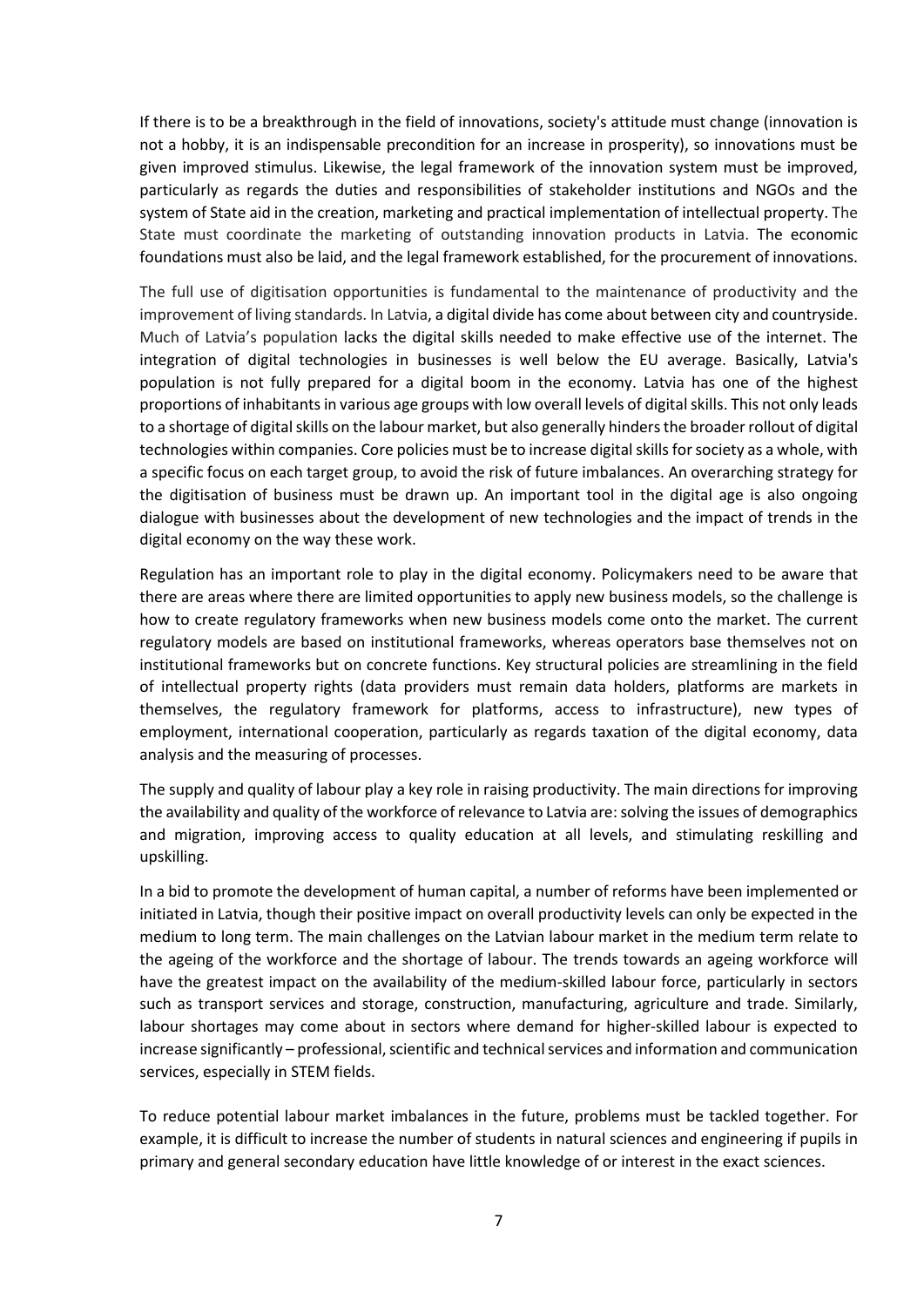If there is to be a breakthrough in the field of innovations, society's attitude must change (innovation is not a hobby, it is an indispensable precondition for an increase in prosperity), so innovations must be given improved stimulus. Likewise, the legal framework of the innovation system must be improved, particularly as regards the duties and responsibilities of stakeholder institutions and NGOs and the system of State aid in the creation, marketing and practical implementation of intellectual property. The State must coordinate the marketing of outstanding innovation products in Latvia. The economic foundations must also be laid, and the legal framework established, for the procurement of innovations.

The full use of digitisation opportunities is fundamental to the maintenance of productivity and the improvement of living standards. In Latvia, a digital divide has come about between city and countryside. Much of Latvia's population lacks the digital skills needed to make effective use of the internet. The integration of digital technologies in businesses is well below the EU average. Basically, Latvia's population is not fully prepared for a digital boom in the economy. Latvia has one of the highest proportions of inhabitants in various age groups with low overall levels of digital skills. This not only leads to a shortage of digital skills on the labour market, but also generally hinders the broader rollout of digital technologies within companies. Core policies must be to increase digital skills for society as a whole, with a specific focus on each target group, to avoid the risk of future imbalances. An overarching strategy for the digitisation of business must be drawn up. An important tool in the digital age is also ongoing dialogue with businesses about the development of new technologies and the impact of trends in the digital economy on the way these work.

Regulation has an important role to play in the digital economy. Policymakers need to be aware that there are areas where there are limited opportunities to apply new business models, so the challenge is how to create regulatory frameworks when new business models come onto the market. The current regulatory models are based on institutional frameworks, whereas operators base themselves not on institutional frameworks but on concrete functions. Key structural policies are streamlining in the field of intellectual property rights (data providers must remain data holders, platforms are markets in themselves, the regulatory framework for platforms, access to infrastructure), new types of employment, international cooperation, particularly as regards taxation of the digital economy, data analysis and the measuring of processes.

The supply and quality of labour play a key role in raising productivity. The main directions for improving the availability and quality of the workforce of relevance to Latvia are: solving the issues of demographics and migration, improving access to quality education at all levels, and stimulating reskilling and upskilling.

In a bid to promote the development of human capital, a number of reforms have been implemented or initiated in Latvia, though their positive impact on overall productivity levels can only be expected in the medium to long term. The main challenges on the Latvian labour market in the medium term relate to the ageing of the workforce and the shortage of labour. The trends towards an ageing workforce will have the greatest impact on the availability of the medium-skilled labour force, particularly in sectors such as transport services and storage, construction, manufacturing, agriculture and trade. Similarly, labour shortages may come about in sectors where demand for higher-skilled labour is expected to increase significantly – professional, scientific and technical services and information and communication services, especially in STEM fields.

To reduce potential labour market imbalances in the future, problems must be tackled together. For example, it is difficult to increase the number of students in natural sciences and engineering if pupils in primary and general secondary education have little knowledge of or interest in the exact sciences.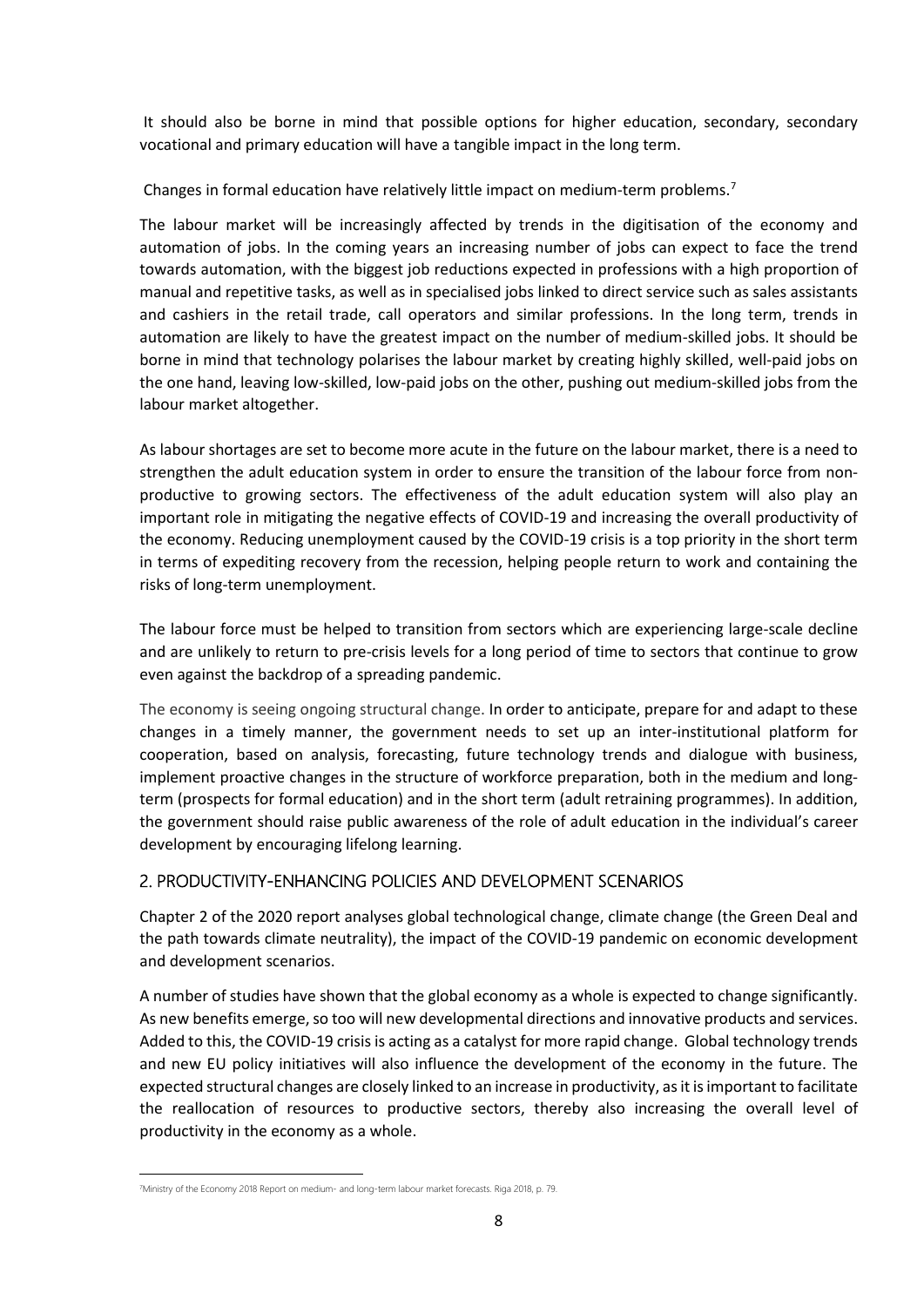It should also be borne in mind that possible options for higher education, secondary, secondary vocational and primary education will have a tangible impact in the long term.

Changes in formal education have relatively little impact on medium-term problems.[7]

The labour market will be increasingly affected by trends in the digitisation of the economy and automation of jobs. In the coming years an increasing number of jobs can expect to face the trend towards automation, with the biggest job reductions expected in professions with a high proportion of manual and repetitive tasks, as well as in specialised jobs linked to direct service such as sales assistants and cashiers in the retail trade, call operators and similar professions. In the long term, trends in automation are likely to have the greatest impact on the number of medium-skilled jobs. It should be borne in mind that technology polarises the labour market by creating highly skilled, well-paid jobs on the one hand, leaving low-skilled, low-paid jobs on the other, pushing out medium-skilled jobs from the labour market altogether.

As labour shortages are set to become more acute in the future on the labour market, there is a need to strengthen the adult education system in order to ensure the transition of the labour force from non-productive to growing sectors. The effectiveness of the adult education system will also play an important role in mitigating the negative effects of COVID-19 and increasing the overall productivity of the economy. Reducing unemployment caused by the COVID-19 crisis is a top priority in the short term in terms of expediting recovery from the recession, helping people return to work and containing the risks of long-term unemployment.

The labour force must be helped to transition from sectors which are experiencing large-scale decline and are unlikely to return to pre-crisis levels for a long period of time to sectors that continue to grow even against the backdrop of a spreading pandemic.

The economy is seeing ongoing structural change. In order to anticipate, prepare for and adapt to these changes in a timely manner, the government needs to set up an inter-institutional platform for cooperation, based on analysis, forecasting, future technology trends and dialogue with business, implement proactive changes in the structure of workforce preparation, both in the medium and long-term (prospects for formal education) and in the short term (adult retraining programmes). In addition, the government should raise public awareness of the role of adult education in the individual's career development by encouraging lifelong learning.

## 2. PRODUCTIVITY-ENHANCING POLICIES AND DEVELOPMENT SCENARIOS

Chapter 2 of the 2020 report analyses global technological change, climate change (the Green Deal and the path towards climate neutrality), the impact of the COVID-19 pandemic on economic development and development scenarios.

A number of studies have shown that the global economy as a whole is expected to change significantly. As new benefits emerge, so too will new developmental directions and innovative products and services. Added to this, the COVID-19 crisis is acting as a catalyst for more rapid change. Global technology trends and new EU policy initiatives will also influence the development of the economy in the future. The expected structural changes are closely linked to an increase in productivity, as it is important to facilitate the reallocation of resources to productive sectors, thereby also increasing the overall level of productivity in the economy as a whole.

[7] Ministry of the Economy 2018 Report on medium- and long-term labour market forecasts. Riga 2018, p. 79.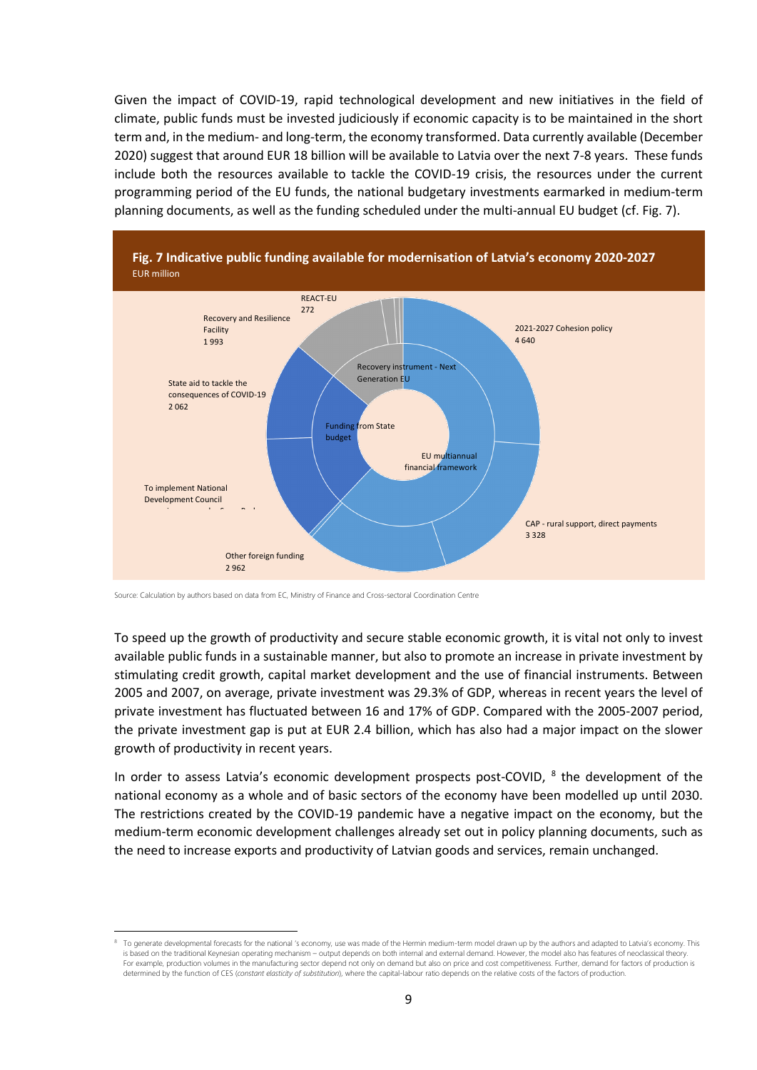Given the impact of COVID-19, rapid technological development and new initiatives in the field of climate, public funds must be invested judiciously if economic capacity is to be maintained in the short term and, in the medium- and long-term, the economy transformed. Data currently available (December 2020) suggest that around EUR 18 billion will be available to Latvia over the next 7-8 years. These funds include both the resources available to tackle the COVID-19 crisis, the resources under the current programming period of the EU funds, the national budgetary investments earmarked in medium-term planning documents, as well as the funding scheduled under the multi-annual EU budget (cf. Fig. 7).

**Fig. 7 Indicative public funding available for modernisation of Latvia's economy 2020-2027**

EUR million

REACT-EU 272

Recovery and Resilience Facility 1 993

2021-2027 Cohesion policy 4 640

Recovery instrument - Next Generation EU

State aid to tackle the consequences of COVID-19 2 062

Funding from State budget

EU multiannual financial framework

To implement National Development Council

CAP - rural support, direct payments 3 328

Other foreign funding 2 962

Source: Calculation by authors based on data from EC, Ministry of Finance and Cross-sectoral Coordination Centre

To speed up the growth of productivity and secure stable economic growth, it is vital not only to invest available public funds in a sustainable manner, but also to promote an increase in private investment by stimulating credit growth, capital market development and the use of financial instruments. Between 2005 and 2007, on average, private investment was 29.3% of GDP, whereas in recent years the level of private investment has fluctuated between 16 and 17% of GDP. Compared with the 2005-2007 period, the private investment gap is put at EUR 2.4 billion, which has also had a major impact on the slower growth of productivity in recent years.

In order to assess Latvia's economic development prospects post-COVID, [8] the development of the national economy as a whole and of basic sectors of the economy have been modelled up until 2030. The restrictions created by the COVID-19 pandemic have a negative impact on the economy, but the medium-term economic development challenges already set out in policy planning documents, such as the need to increase exports and productivity of Latvian goods and services, remain unchanged.

---

[8] To generate developmental forecasts for the national 's economy, use was made of the Hermin medium-term model drawn up by the authors and adapted to Latvia's economy. This is based on the traditional Keynesian operating mechanism – output depends on both internal and external demand. However, the model also has features of neoclassical theory. For example, production volumes in the manufacturing sector depend not only on demand but also on price and cost competitiveness. Further, demand for factors of production is determined by the function of CES (*constant elasticity of substitution*), where the capital-labour ratio depends on the relative costs of the factors of production.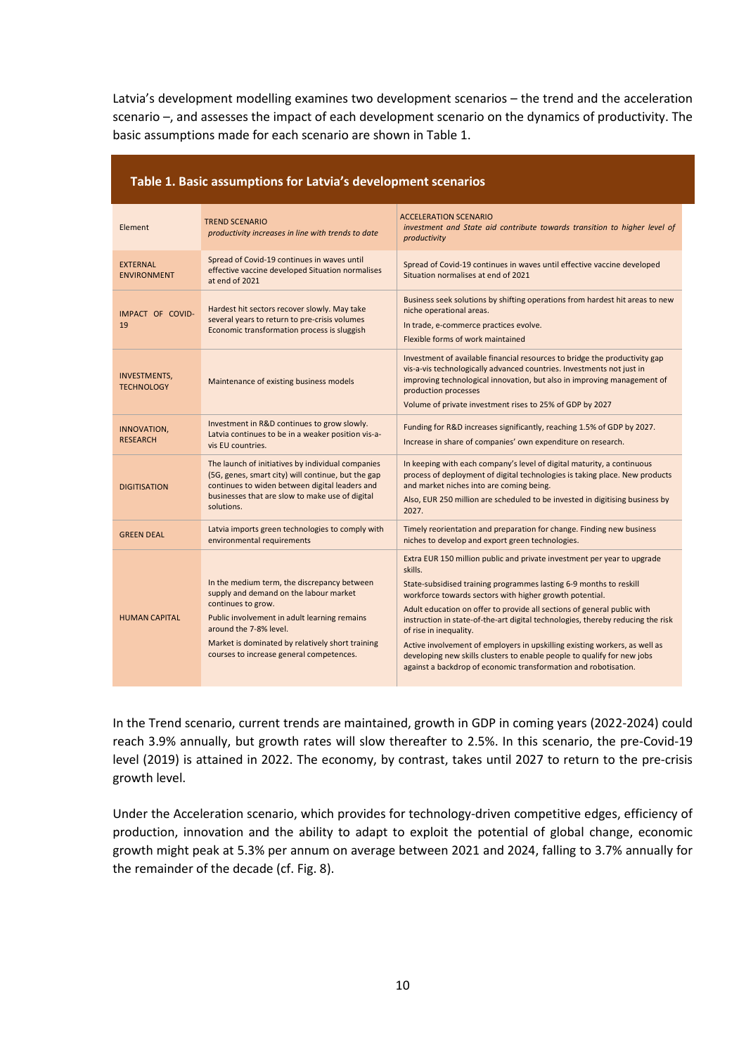Latvia's development modelling examines two development scenarios – the trend and the acceleration scenario –, and assesses the impact of each development scenario on the dynamics of productivity. The basic assumptions made for each scenario are shown in Table 1.

**Table 1. Basic assumptions for Latvia's development scenarios**

| Element | TREND SCENARIO *productivity increases in line with trends to date* | ACCELERATION SCENARIO *investment and State aid contribute towards transition to higher level of productivity* |
|---|---|---|
| EXTERNAL ENVIRONMENT | Spread of Covid-19 continues in waves until effective vaccine developed Situation normalises at end of 2021 | Spread of Covid-19 continues in waves until effective vaccine developed Situation normalises at end of 2021 |
| IMPACT OF COVID-19 | Hardest hit sectors recover slowly. May take several years to return to pre-crisis volumes Economic transformation process is sluggish | Business seek solutions by shifting operations from hardest hit areas to new niche operational areas. In trade, e-commerce practices evolve. Flexible forms of work maintained |
| INVESTMENTS, TECHNOLOGY | Maintenance of existing business models | Investment of available financial resources to bridge the productivity gap vis-a-vis technologically advanced countries. Investments not just in improving technological innovation, but also in improving management of production processes Volume of private investment rises to 25% of GDP by 2027 |
| INNOVATION, RESEARCH | Investment in R&D continues to grow slowly. Latvia continues to be in a weaker position vis-a-vis EU countries. | Funding for R&D increases significantly, reaching 1.5% of GDP by 2027. Increase in share of companies' own expenditure on research. |
| DIGITISATION | The launch of initiatives by individual companies (5G, genes, smart city) will continue, but the gap continues to widen between digital leaders and businesses that are slow to make use of digital solutions. | In keeping with each company's level of digital maturity, a continuous process of deployment of digital technologies is taking place. New products and market niches into are coming being. Also, EUR 250 million are scheduled to be invested in digitising business by 2027. |
| GREEN DEAL | Latvia imports green technologies to comply with environmental requirements | Timely reorientation and preparation for change. Finding new business niches to develop and export green technologies. |
| HUMAN CAPITAL | In the medium term, the discrepancy between supply and demand on the labour market continues to grow. Public involvement in adult learning remains around the 7-8% level. Market is dominated by relatively short training courses to increase general competences. | Extra EUR 150 million public and private investment per year to upgrade skills. State-subsidised training programmes lasting 6-9 months to reskill workforce towards sectors with higher growth potential. Adult education on offer to provide all sections of general public with instruction in state-of-the-art digital technologies, thereby reducing the risk of rise in inequality. Active involvement of employers in upskilling existing workers, as well as developing new skills clusters to enable people to qualify for new jobs against a backdrop of economic transformation and robotisation. |

In the Trend scenario, current trends are maintained, growth in GDP in coming years (2022-2024) could reach 3.9% annually, but growth rates will slow thereafter to 2.5%. In this scenario, the pre-Covid-19 level (2019) is attained in 2022. The economy, by contrast, takes until 2027 to return to the pre-crisis growth level.

Under the Acceleration scenario, which provides for technology-driven competitive edges, efficiency of production, innovation and the ability to adapt to exploit the potential of global change, economic growth might peak at 5.3% per annum on average between 2021 and 2024, falling to 3.7% annually for the remainder of the decade (cf. Fig. 8).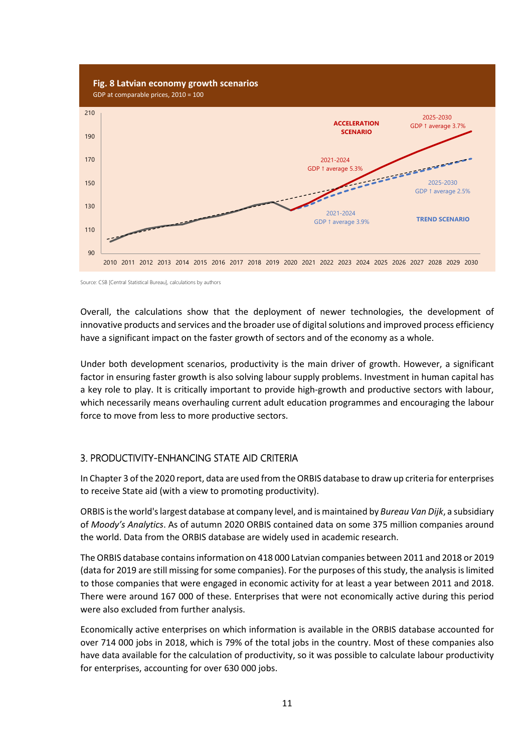**Fig. 8 Latvian economy growth scenarios**
GDP at comparable prices, 2010 = 100

Source: CSB [Central Statistical Bureau], calculations by authors

Overall, the calculations show that the deployment of newer technologies, the development of innovative products and services and the broader use of digital solutions and improved process efficiency have a significant impact on the faster growth of sectors and of the economy as a whole.

Under both development scenarios, productivity is the main driver of growth. However, a significant factor in ensuring faster growth is also solving labour supply problems. Investment in human capital has a key role to play. It is critically important to provide high-growth and productive sectors with labour, which necessarily means overhauling current adult education programmes and encouraging the labour force to move from less to more productive sectors.

## 3. PRODUCTIVITY-ENHANCING STATE AID CRITERIA

In Chapter 3 of the 2020 report, data are used from the ORBIS database to draw up criteria for enterprises to receive State aid (with a view to promoting productivity).

ORBIS is the world's largest database at company level, and is maintained by *Bureau Van Dijk*, a subsidiary of *Moody's Analytics*. As of autumn 2020 ORBIS contained data on some 375 million companies around the world. Data from the ORBIS database are widely used in academic research.

The ORBIS database contains information on 418 000 Latvian companies between 2011 and 2018 or 2019 (data for 2019 are still missing for some companies). For the purposes of this study, the analysis is limited to those companies that were engaged in economic activity for at least a year between 2011 and 2018. There were around 167 000 of these. Enterprises that were not economically active during this period were also excluded from further analysis.

Economically active enterprises on which information is available in the ORBIS database accounted for over 714 000 jobs in 2018, which is 79% of the total jobs in the country. Most of these companies also have data available for the calculation of productivity, so it was possible to calculate labour productivity for enterprises, accounting for over 630 000 jobs.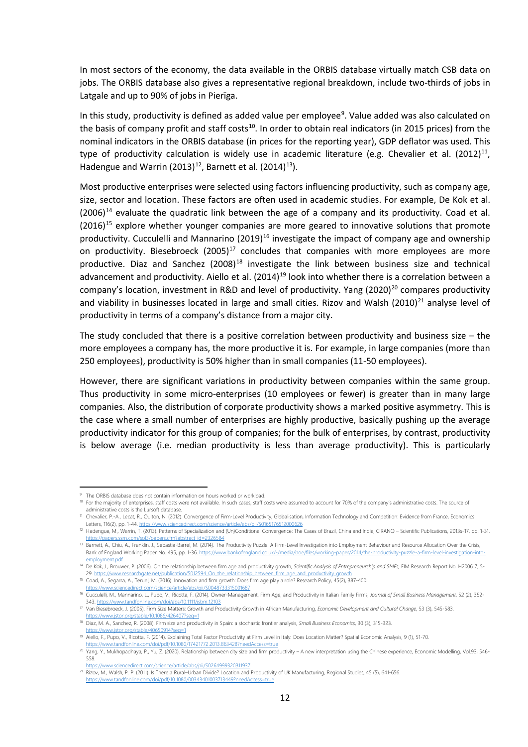In most sectors of the economy, the data available in the ORBIS database virtually match CSB data on jobs. The ORBIS database also gives a representative regional breakdown, include two-thirds of jobs in Latgale and up to 90% of jobs in Pierīga.

In this study, productivity is defined as added value per employee[9]. Value added was also calculated on the basis of company profit and staff costs[10]. In order to obtain real indicators (in 2015 prices) from the nominal indicators in the ORBIS database (in prices for the reporting year), GDP deflator was used. This type of productivity calculation is widely use in academic literature (e.g. Chevalier et al. (2012)[11], Hadengue and Warrin (2013)[12], Barnett et al. (2014)[13]).

Most productive enterprises were selected using factors influencing productivity, such as company age, size, sector and location. These factors are often used in academic studies. For example, De Kok et al. (2006)[14] evaluate the quadratic link between the age of a company and its productivity. Coad et al. (2016)[15] explore whether younger companies are more geared to innovative solutions that promote productivity. Cucculelli and Mannarino (2019)[16] investigate the impact of company age and ownership on productivity. Biesebroeck (2005)[17] concludes that companies with more employees are more productive. Diaz and Sanchez (2008)[18] investigate the link between business size and technical advancement and productivity. Aiello et al. (2014)[19] look into whether there is a correlation between a company's location, investment in R&D and level of productivity. Yang (2020)[20] compares productivity and viability in businesses located in large and small cities. Rizov and Walsh (2010)[21] analyse level of productivity in terms of a company's distance from a major city.

The study concluded that there is a positive correlation between productivity and business size – the more employees a company has, the more productive it is. For example, in large companies (more than 250 employees), productivity is 50% higher than in small companies (11-50 employees).

However, there are significant variations in productivity between companies within the same group. Thus productivity in some micro-enterprises (10 employees or fewer) is greater than in many large companies. Also, the distribution of corporate productivity shows a marked positive asymmetry. This is the case where a small number of enterprises are highly productive, basically pushing up the average productivity indicator for this group of companies; for the bulk of enterprises, by contrast, productivity is below average (i.e. median productivity is less than average productivity). This is particularly

---

[9] The ORBIS database does not contain information on hours worked or workload.

[10] For the majority of enterprises, staff costs were not available. In such cases, staff costs were assumed to account for 70% of the company's administrative costs. The source of administrative costs is the Lursoft database.

[11] Chevalier, P.-A., Lecat, R., Oulton, N. (2012). Convergence of Firm-Level Productivity, Globalisation, Information Technology and Competition: Evidence from France, Economics Letters, 116(2), pp. 1-44. https://www.sciencedirect.com/science/article/abs/pii/S0165176512000626

[12] Hadengue, M., Warrin, T. (2013). Patterns of Specialization and (Un)Conditional Convergence: The Cases of Brazil, China and India, CIRANO – Scientific Publications, 2013s-17, pp. 1-31. https://papers.ssrn.com/sol3/papers.cfm?abstract_id=2326584

[13] Barnett, A., Chiu, A., Franklin, J., Sebastia-Barrel, M. (2014). The Productivity Puzzle: A Firm-Level Investigation into Employment Behaviour and Resource Allocation Over the Crisis, Bank of England Working Paper No. 495, pp. 1-36. https://www.bankofengland.co.uk/-/media/boe/files/working-paper/2014/the-productivity-puzzle-a-firm-level-investigation-into-employment.pdf

[14] De Kok, J., Brouwer, P. (2006). On the relationship between firm age and productivity growth, *Scientific Analysis of Entrepreneurship and SMEs*, EIM Research Report No. H200617, 5-29. https://www.researchgate.net/publication/5012594_On_the_relationship_between_firm_age_and_productivity_growth

[15] Coad, A., Segarra, A., Teruel, M. (2016). Innovation and firm growth: Does firm age play a role? Research Policy, 45(2), 387-400. https://www.sciencedirect.com/science/article/abs/pii/S0048733315001687

[16] Cucculelli, M., Mannarino, L., Pupo, V., Ricotta, F. (2014). Owner-Management, Firm Age, and Productivity in Italian Family Firms, *Journal of Small Business Management*, 52 (2), 352-343. https://www.tandfonline.com/doi/abs/10.1111/jsbm.12103

[17] Van Biesebroeck, J. (2005). Firm Size Matters: Growth and Productivity Growth in African Manufacturing, *Economic Development and Cultural Change*, 53 (3), 545-583. https://www.jstor.org/stable/10.1086/426407?seq=1

[18] Diaz, M. A., Sanchez, R. (2008). Firm size and productivity in Spain: a stochastic frontier analysis, *Small Business Economics*, 30 (3), 315-323. https://www.jstor.org/stable/40650914?seq=1

[19] Aiello, F., Pupo, V., Ricotta, F. (2014). Explaining Total Factor Productivity at Firm Level in Italy: Does Location Matter? Spatial Economic Analysis, 9 (1), 51-70. https://www.tandfonline.com/doi/pdf/10.1080/17421772.2013.863428?needAccess=true

[20] Yang, Y., Mukhopadhaya, P., Yu, Z. (2020). Relationship between city size and firm productivity – A new interpretation using the Chinese experience, Economic Modelling, Vol.93, 546-558. https://www.sciencedirect.com/science/article/abs/pii/S0264999320311937

[21] Rizov, M., Walsh, P. P. (2011). Is There a Rural–Urban Divide? Location and Productivity of UK Manufacturing, Regional Studies, 45 (5), 641-656. https://www.tandfonline.com/doi/pdf/10.1080/00343401003713449?needAccess=true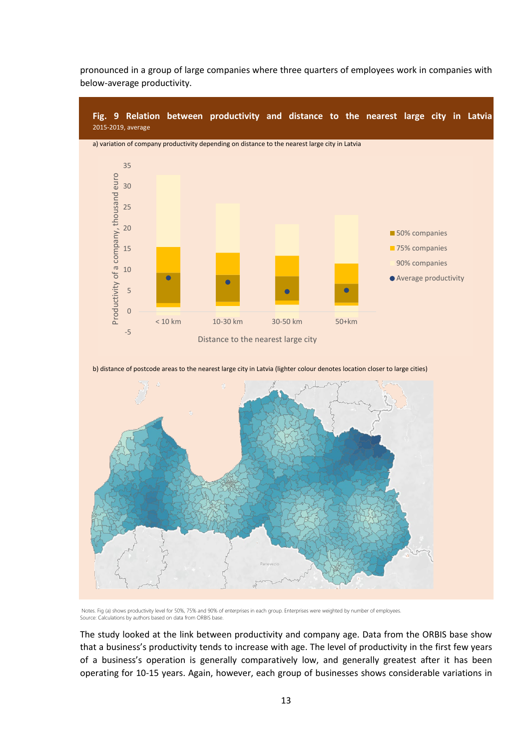pronounced in a group of large companies where three quarters of employees work in companies with below-average productivity.

**Fig. 9 Relation between productivity and distance to the nearest large city in Latvia**
2015-2019, average

a) variation of company productivity depending on distance to the nearest large city in Latvia

b) distance of postcode areas to the nearest large city in Latvia (lighter colour denotes location closer to large cities)

Notes. Fig (a) shows productivity level for 50%, 75% and 90% of enterprises in each group. Enterprises were weighted by number of employees.
Source: Calculations by authors based on data from ORBIS base.

The study looked at the link between productivity and company age. Data from the ORBIS base show that a business's productivity tends to increase with age. The level of productivity in the first few years of a business's operation is generally comparatively low, and generally greatest after it has been operating for 10-15 years. Again, however, each group of businesses shows considerable variations in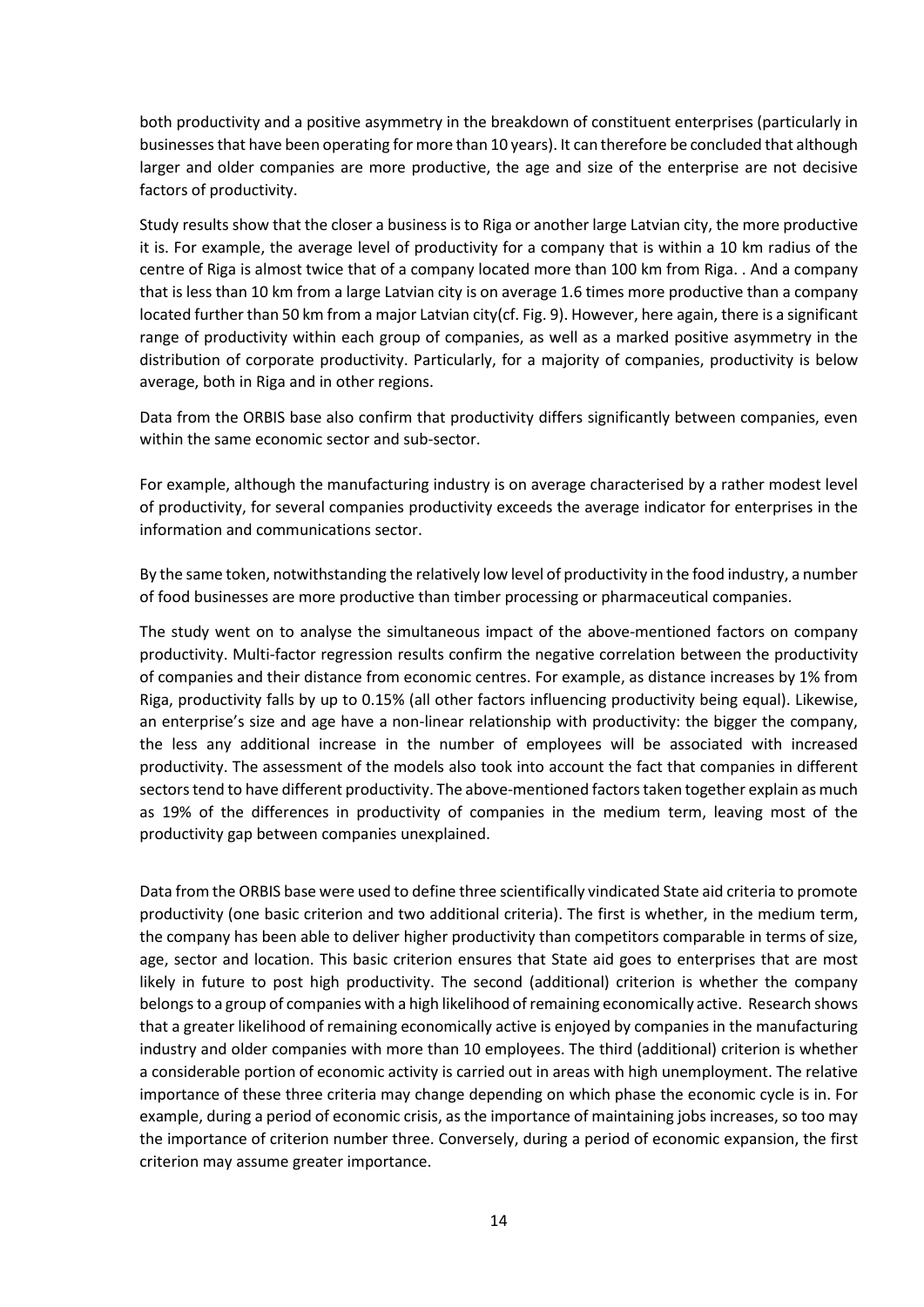both productivity and a positive asymmetry in the breakdown of constituent enterprises (particularly in businesses that have been operating for more than 10 years). It can therefore be concluded that although larger and older companies are more productive, the age and size of the enterprise are not decisive factors of productivity.

Study results show that the closer a business is to Riga or another large Latvian city, the more productive it is. For example, the average level of productivity for a company that is within a 10 km radius of the centre of Riga is almost twice that of a company located more than 100 km from Riga. . And a company that is less than 10 km from a large Latvian city is on average 1.6 times more productive than a company located further than 50 km from a major Latvian city(cf. Fig. 9). However, here again, there is a significant range of productivity within each group of companies, as well as a marked positive asymmetry in the distribution of corporate productivity. Particularly, for a majority of companies, productivity is below average, both in Riga and in other regions.

Data from the ORBIS base also confirm that productivity differs significantly between companies, even within the same economic sector and sub-sector.

For example, although the manufacturing industry is on average characterised by a rather modest level of productivity, for several companies productivity exceeds the average indicator for enterprises in the information and communications sector.

By the same token, notwithstanding the relatively low level of productivity in the food industry, a number of food businesses are more productive than timber processing or pharmaceutical companies.

The study went on to analyse the simultaneous impact of the above-mentioned factors on company productivity. Multi-factor regression results confirm the negative correlation between the productivity of companies and their distance from economic centres. For example, as distance increases by 1% from Riga, productivity falls by up to 0.15% (all other factors influencing productivity being equal). Likewise, an enterprise's size and age have a non-linear relationship with productivity: the bigger the company, the less any additional increase in the number of employees will be associated with increased productivity. The assessment of the models also took into account the fact that companies in different sectors tend to have different productivity. The above-mentioned factors taken together explain as much as 19% of the differences in productivity of companies in the medium term, leaving most of the productivity gap between companies unexplained.

Data from the ORBIS base were used to define three scientifically vindicated State aid criteria to promote productivity (one basic criterion and two additional criteria). The first is whether, in the medium term, the company has been able to deliver higher productivity than competitors comparable in terms of size, age, sector and location. This basic criterion ensures that State aid goes to enterprises that are most likely in future to post high productivity. The second (additional) criterion is whether the company belongs to a group of companies with a high likelihood of remaining economically active. Research shows that a greater likelihood of remaining economically active is enjoyed by companies in the manufacturing industry and older companies with more than 10 employees. The third (additional) criterion is whether a considerable portion of economic activity is carried out in areas with high unemployment. The relative importance of these three criteria may change depending on which phase the economic cycle is in. For example, during a period of economic crisis, as the importance of maintaining jobs increases, so too may the importance of criterion number three. Conversely, during a period of economic expansion, the first criterion may assume greater importance.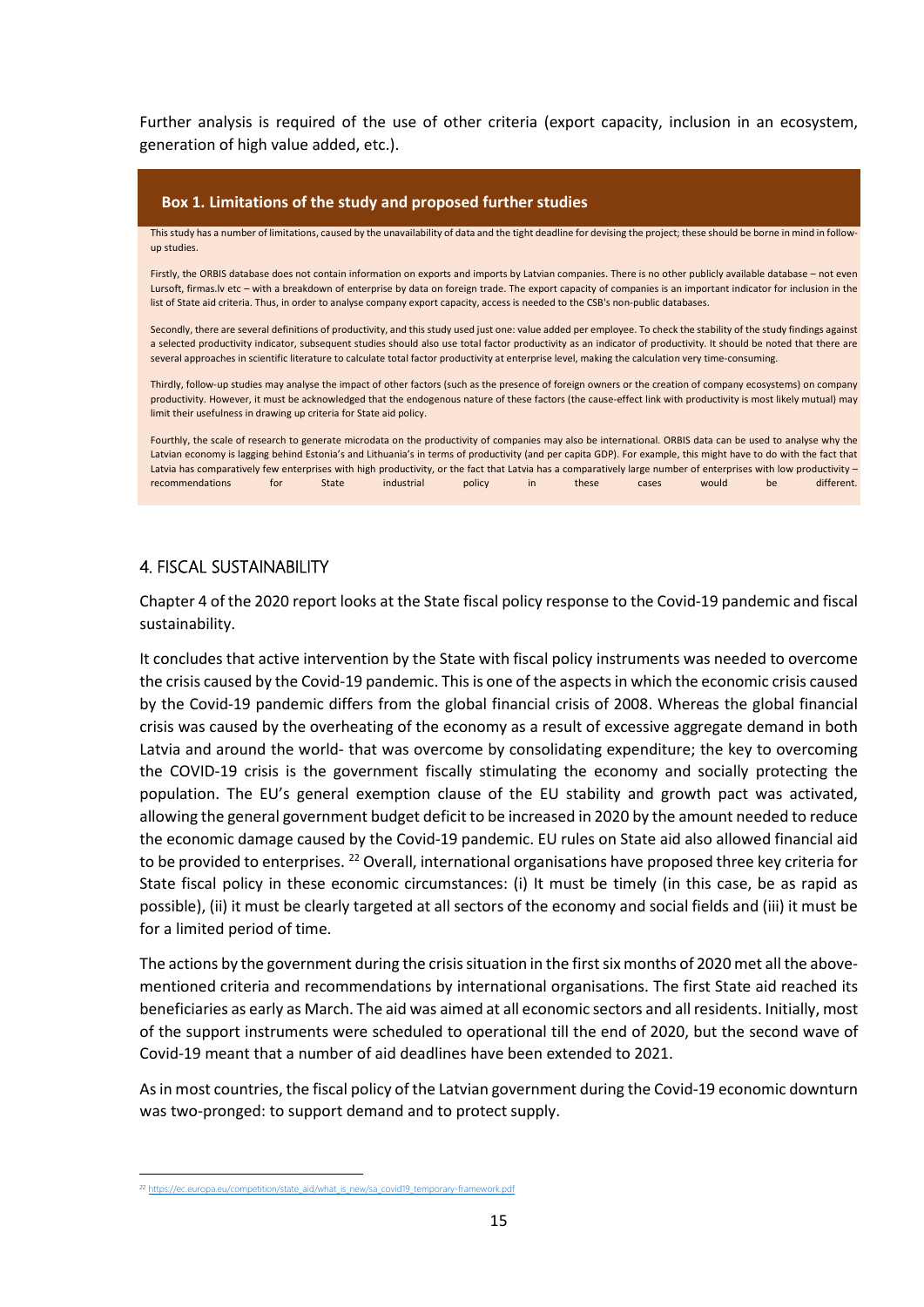Further analysis is required of the use of other criteria (export capacity, inclusion in an ecosystem, generation of high value added, etc.).

> **Box 1. Limitations of the study and proposed further studies**
>
> This study has a number of limitations, caused by the unavailability of data and the tight deadline for devising the project; these should be borne in mind in follow-up studies.
>
> Firstly, the ORBIS database does not contain information on exports and imports by Latvian companies. There is no other publicly available database – not even Lursoft, firmas.lv etc – with a breakdown of enterprise by data on foreign trade. The export capacity of companies is an important indicator for inclusion in the list of State aid criteria. Thus, in order to analyse company export capacity, access is needed to the CSB's non-public databases.
>
> Secondly, there are several definitions of productivity, and this study used just one: value added per employee. To check the stability of the study findings against a selected productivity indicator, subsequent studies should also use total factor productivity as an indicator of productivity. It should be noted that there are several approaches in scientific literature to calculate total factor productivity at enterprise level, making the calculation very time-consuming.
>
> Thirdly, follow-up studies may analyse the impact of other factors (such as the presence of foreign owners or the creation of company ecosystems) on company productivity. However, it must be acknowledged that the endogenous nature of these factors (the cause-effect link with productivity is most likely mutual) may limit their usefulness in drawing up criteria for State aid policy.
>
> Fourthly, the scale of research to generate microdata on the productivity of companies may also be international. ORBIS data can be used to analyse why the Latvian economy is lagging behind Estonia's and Lithuania's in terms of productivity (and per capita GDP). For example, this might have to do with the fact that Latvia has comparatively few enterprises with high productivity, or the fact that Latvia has a comparatively large number of enterprises with low productivity – recommendations for State industrial policy in these cases would be different.

## 4. FISCAL SUSTAINABILITY

Chapter 4 of the 2020 report looks at the State fiscal policy response to the Covid-19 pandemic and fiscal sustainability.

It concludes that active intervention by the State with fiscal policy instruments was needed to overcome the crisis caused by the Covid-19 pandemic. This is one of the aspects in which the economic crisis caused by the Covid-19 pandemic differs from the global financial crisis of 2008. Whereas the global financial crisis was caused by the overheating of the economy as a result of excessive aggregate demand in both Latvia and around the world- that was overcome by consolidating expenditure; the key to overcoming the COVID-19 crisis is the government fiscally stimulating the economy and socially protecting the population. The EU's general exemption clause of the EU stability and growth pact was activated, allowing the general government budget deficit to be increased in 2020 by the amount needed to reduce the economic damage caused by the Covid-19 pandemic. EU rules on State aid also allowed financial aid to be provided to enterprises. [22] Overall, international organisations have proposed three key criteria for State fiscal policy in these economic circumstances: (i) It must be timely (in this case, be as rapid as possible), (ii) it must be clearly targeted at all sectors of the economy and social fields and (iii) it must be for a limited period of time.

The actions by the government during the crisis situation in the first six months of 2020 met all the above-mentioned criteria and recommendations by international organisations. The first State aid reached its beneficiaries as early as March. The aid was aimed at all economic sectors and all residents. Initially, most of the support instruments were scheduled to operational till the end of 2020, but the second wave of Covid-19 meant that a number of aid deadlines have been extended to 2021.

As in most countries, the fiscal policy of the Latvian government during the Covid-19 economic downturn was two-pronged: to support demand and to protect supply.

[22] https://ec.europa.eu/competition/state_aid/what_is_new/sa_covid19_temporary-framework.pdf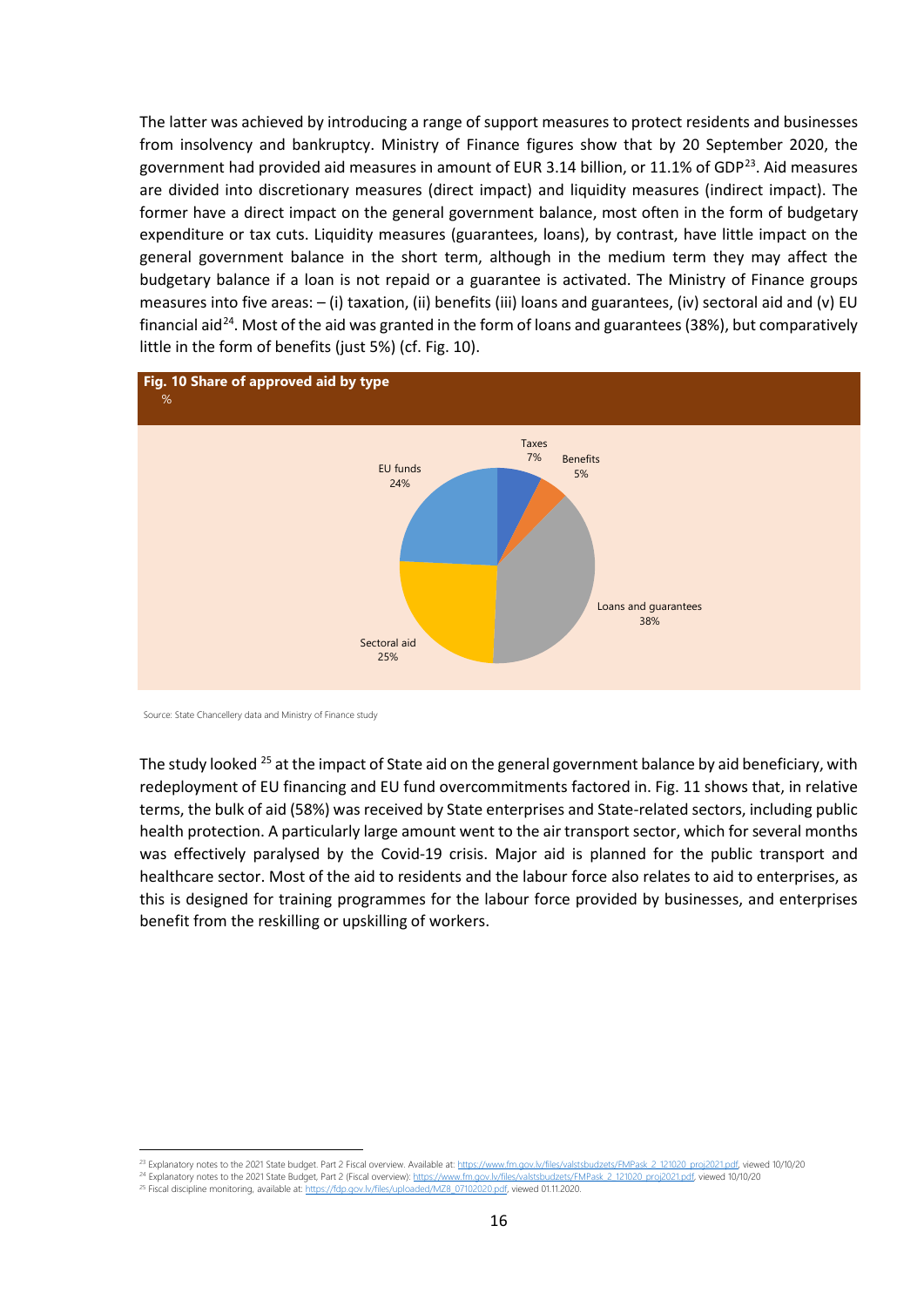The latter was achieved by introducing a range of support measures to protect residents and businesses from insolvency and bankruptcy. Ministry of Finance figures show that by 20 September 2020, the government had provided aid measures in amount of EUR 3.14 billion, or 11.1% of GDP[23]. Aid measures are divided into discretionary measures (direct impact) and liquidity measures (indirect impact). The former have a direct impact on the general government balance, most often in the form of budgetary expenditure or tax cuts. Liquidity measures (guarantees, loans), by contrast, have little impact on the general government balance in the short term, although in the medium term they may affect the budgetary balance if a loan is not repaid or a guarantee is activated. The Ministry of Finance groups measures into five areas: – (i) taxation, (ii) benefits (iii) loans and guarantees, (iv) sectoral aid and (v) EU financial aid[24]. Most of the aid was granted in the form of loans and guarantees (38%), but comparatively little in the form of benefits (just 5%) (cf. Fig. 10).

**Fig. 10 Share of approved aid by type**
%

| Type | % |
|---|---|
| Taxes | 7% |
| Benefits | 5% |
| Loans and guarantees | 38% |
| Sectoral aid | 25% |
| EU funds | 24% |

Source: State Chancellery data and Ministry of Finance study

The study looked [25] at the impact of State aid on the general government balance by aid beneficiary, with redeployment of EU financing and EU fund overcommitments factored in. Fig. 11 shows that, in relative terms, the bulk of aid (58%) was received by State enterprises and State-related sectors, including public health protection. A particularly large amount went to the air transport sector, which for several months was effectively paralysed by the Covid-19 crisis. Major aid is planned for the public transport and healthcare sector. Most of the aid to residents and the labour force also relates to aid to enterprises, as this is designed for training programmes for the labour force provided by businesses, and enterprises benefit from the reskilling or upskilling of workers.

---

[23] Explanatory notes to the 2021 State budget. Part 2 Fiscal overview. Available at: https://www.fm.gov.lv/files/valstsbudzets/FMPask_2_121020_proj2021.pdf, viewed 10/10/20

[24] Explanatory notes to the 2021 State Budget, Part 2 (Fiscal overview): https://www.fm.gov.lv/files/valstsbudzets/FMPask_2_121020_proj2021.pdf, viewed 10/10/20

[25] Fiscal discipline monitoring, available at: https://fdp.gov.lv/files/uploaded/MZ8_07102020.pdf, viewed 01.11.2020.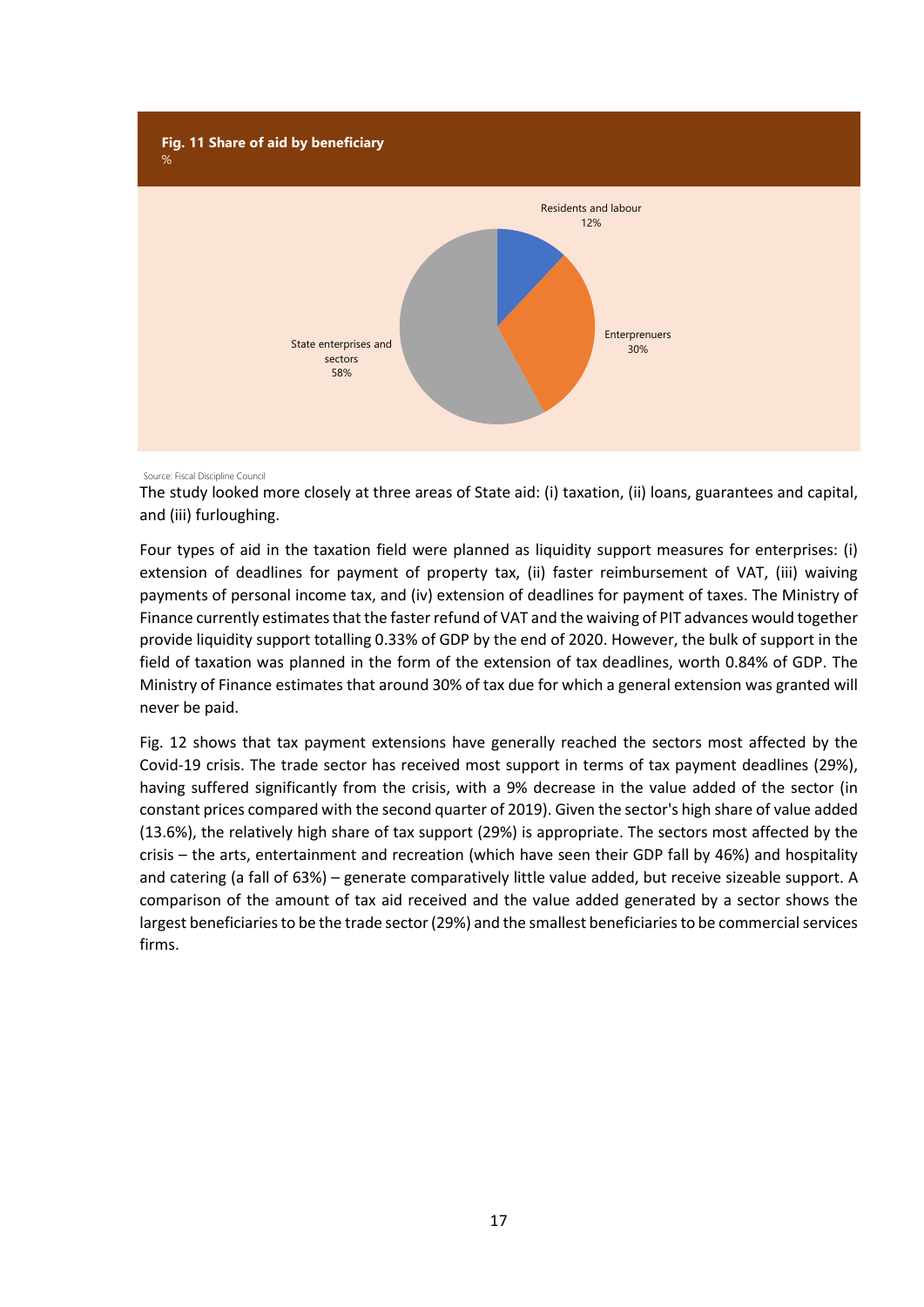**Fig. 11 Share of aid by beneficiary**

%

| Beneficiary | Share |
|---|---|
| Residents and labour | 12% |
| Enterprenuers | 30% |
| State enterprises and sectors | 58% |

Source: Fiscal Discipline Council

The study looked more closely at three areas of State aid: (i) taxation, (ii) loans, guarantees and capital, and (iii) furloughing.

Four types of aid in the taxation field were planned as liquidity support measures for enterprises: (i) extension of deadlines for payment of property tax, (ii) faster reimbursement of VAT, (iii) waiving payments of personal income tax, and (iv) extension of deadlines for payment of taxes. The Ministry of Finance currently estimates that the faster refund of VAT and the waiving of PIT advances would together provide liquidity support totalling 0.33% of GDP by the end of 2020. However, the bulk of support in the field of taxation was planned in the form of the extension of tax deadlines, worth 0.84% of GDP. The Ministry of Finance estimates that around 30% of tax due for which a general extension was granted will never be paid.

Fig. 12 shows that tax payment extensions have generally reached the sectors most affected by the Covid-19 crisis. The trade sector has received most support in terms of tax payment deadlines (29%), having suffered significantly from the crisis, with a 9% decrease in the value added of the sector (in constant prices compared with the second quarter of 2019). Given the sector's high share of value added (13.6%), the relatively high share of tax support (29%) is appropriate. The sectors most affected by the crisis – the arts, entertainment and recreation (which have seen their GDP fall by 46%) and hospitality and catering (a fall of 63%) – generate comparatively little value added, but receive sizeable support. A comparison of the amount of tax aid received and the value added generated by a sector shows the largest beneficiaries to be the trade sector (29%) and the smallest beneficiaries to be commercial services firms.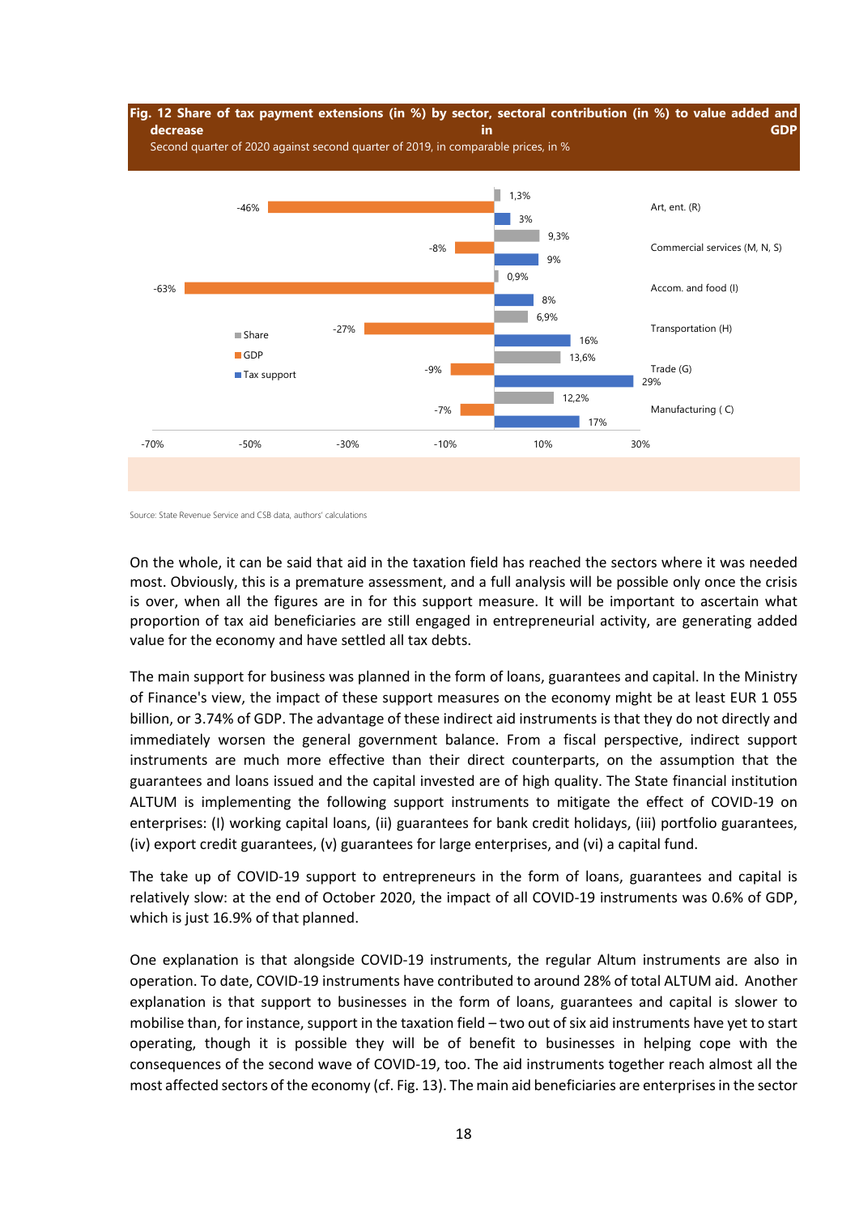**Fig. 12 Share of tax payment extensions (in %) by sector, sectoral contribution (in %) to value added and decrease in GDP**

Second quarter of 2020 against second quarter of 2019, in comparable prices, in %

| Sector | Share | GDP | Tax support |
|---|---|---|---|
| Art, ent. (R) | 1,3% | -46% | 3% |
| Commercial services (M, N, S) | 9,3% | -8% | 9% |
| Accom. and food (I) | 0,9% | -63% | 8% |
| Transportation (H) | 6,9% | -27% | 16% |
| Trade (G) | 13,6% | -9% | 29% |
| Manufacturing ( C) | 12,2% | -7% | 17% |

Source: State Revenue Service and CSB data, authors' calculations

On the whole, it can be said that aid in the taxation field has reached the sectors where it was needed most. Obviously, this is a premature assessment, and a full analysis will be possible only once the crisis is over, when all the figures are in for this support measure. It will be important to ascertain what proportion of tax aid beneficiaries are still engaged in entrepreneurial activity, are generating added value for the economy and have settled all tax debts.

The main support for business was planned in the form of loans, guarantees and capital. In the Ministry of Finance's view, the impact of these support measures on the economy might be at least EUR 1 055 billion, or 3.74% of GDP. The advantage of these indirect aid instruments is that they do not directly and immediately worsen the general government balance. From a fiscal perspective, indirect support instruments are much more effective than their direct counterparts, on the assumption that the guarantees and loans issued and the capital invested are of high quality. The State financial institution ALTUM is implementing the following support instruments to mitigate the effect of COVID-19 on enterprises: (I) working capital loans, (ii) guarantees for bank credit holidays, (iii) portfolio guarantees, (iv) export credit guarantees, (v) guarantees for large enterprises, and (vi) a capital fund.

The take up of COVID-19 support to entrepreneurs in the form of loans, guarantees and capital is relatively slow: at the end of October 2020, the impact of all COVID-19 instruments was 0.6% of GDP, which is just 16.9% of that planned.

One explanation is that alongside COVID-19 instruments, the regular Altum instruments are also in operation. To date, COVID-19 instruments have contributed to around 28% of total ALTUM aid. Another explanation is that support to businesses in the form of loans, guarantees and capital is slower to mobilise than, for instance, support in the taxation field – two out of six aid instruments have yet to start operating, though it is possible they will be of benefit to businesses in helping cope with the consequences of the second wave of COVID-19, too. The aid instruments together reach almost all the most affected sectors of the economy (cf. Fig. 13). The main aid beneficiaries are enterprises in the sector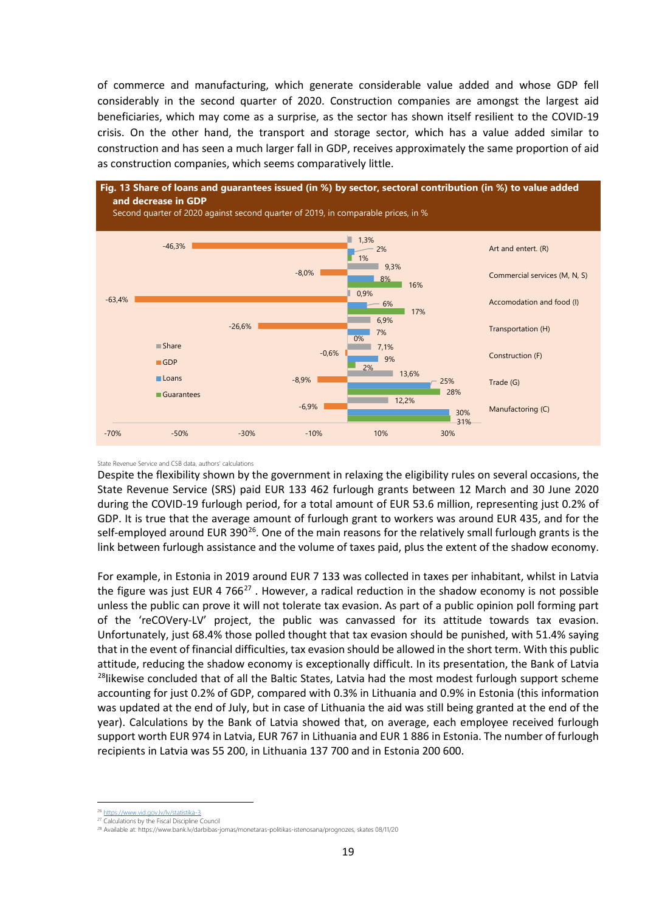of commerce and manufacturing, which generate considerable value added and whose GDP fell considerably in the second quarter of 2020. Construction companies are amongst the largest aid beneficiaries, which may come as a surprise, as the sector has shown itself resilient to the COVID-19 crisis. On the other hand, the transport and storage sector, which has a value added similar to construction and has seen a much larger fall in GDP, receives approximately the same proportion of aid as construction companies, which seems comparatively little.

**Fig. 13 Share of loans and guarantees issued (in %) by sector, sectoral contribution (in %) to value added and decrease in GDP**

Second quarter of 2020 against second quarter of 2019, in comparable prices, in %

| Sector | Share | GDP | Loans | Guarantees |
|---|---|---|---|---|
| Art and entert. (R) | 1,3% | -46,3% | 2% | 1% |
| Commercial services (M, N, S) | 9,3% | -8,0% | 8% | 16% |
| Accomodation and food (I) | 0,9% | -63,4% | 6% | 17% |
| Transportation (H) | 6,9% | -26,6% | 7% | 0% |
| Construction (F) | 7,1% | -0,6% | 9% | 2% |
| Trade (G) | 13,6% | -8,9% | 25% | 28% |
| Manufactoring (C) | 12,2% | -6,9% | 30% | 31% |

State Revenue Service and CSB data, authors' calculations

Despite the flexibility shown by the government in relaxing the eligibility rules on several occasions, the State Revenue Service (SRS) paid EUR 133 462 furlough grants between 12 March and 30 June 2020 during the COVID-19 furlough period, for a total amount of EUR 53.6 million, representing just 0.2% of GDP. It is true that the average amount of furlough grant to workers was around EUR 435, and for the self-employed around EUR 390[26]. One of the main reasons for the relatively small furlough grants is the link between furlough assistance and the volume of taxes paid, plus the extent of the shadow economy.

For example, in Estonia in 2019 around EUR 7 133 was collected in taxes per inhabitant, whilst in Latvia the figure was just EUR 4 766[27] . However, a radical reduction in the shadow economy is not possible unless the public can prove it will not tolerate tax evasion. As part of a public opinion poll forming part of the 'reCOVery-LV' project, the public was canvassed for its attitude towards tax evasion. Unfortunately, just 68.4% those polled thought that tax evasion should be punished, with 51.4% saying that in the event of financial difficulties, tax evasion should be allowed in the short term. With this public attitude, reducing the shadow economy is exceptionally difficult. In its presentation, the Bank of Latvia [28]likewise concluded that of all the Baltic States, Latvia had the most modest furlough support scheme accounting for just 0.2% of GDP, compared with 0.3% in Lithuania and 0.9% in Estonia (this information was updated at the end of July, but in case of Lithuania the aid was still being granted at the end of the year). Calculations by the Bank of Latvia showed that, on average, each employee received furlough support worth EUR 974 in Latvia, EUR 767 in Lithuania and EUR 1 886 in Estonia. The number of furlough recipients in Latvia was 55 200, in Lithuania 137 700 and in Estonia 200 600.

---

[26] https://www.vid.gov.lv/lv/statistika-3

[27] Calculations by the Fiscal Discipline Council

[28] Available at: https://www.bank.lv/darbibas-jomas/monetaras-politikas-istenosana/prognozes, skates 08/11/20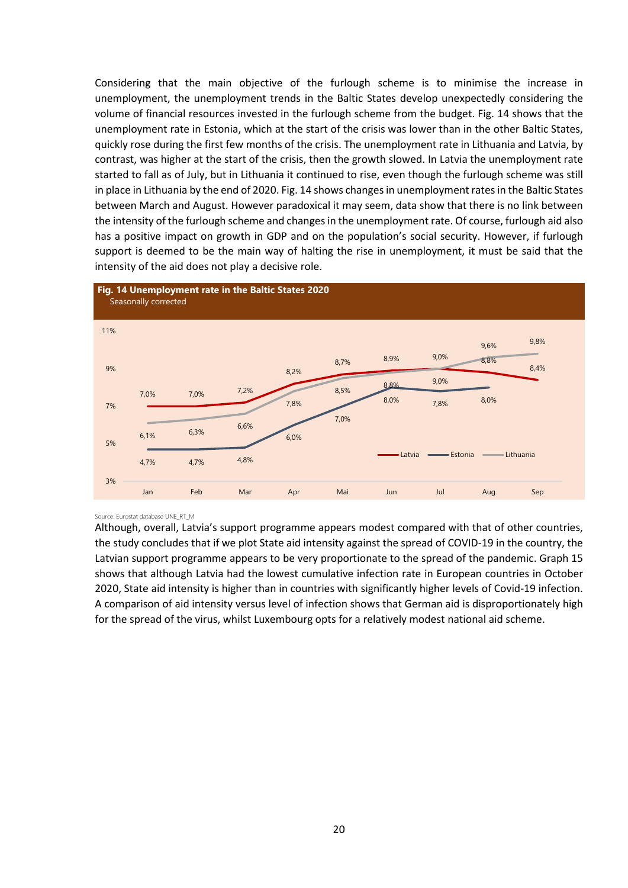Considering that the main objective of the furlough scheme is to minimise the increase in unemployment, the unemployment trends in the Baltic States develop unexpectedly considering the volume of financial resources invested in the furlough scheme from the budget. Fig. 14 shows that the unemployment rate in Estonia, which at the start of the crisis was lower than in the other Baltic States, quickly rose during the first few months of the crisis. The unemployment rate in Lithuania and Latvia, by contrast, was higher at the start of the crisis, then the growth slowed. In Latvia the unemployment rate started to fall as of July, but in Lithuania it continued to rise, even though the furlough scheme was still in place in Lithuania by the end of 2020. Fig. 14 shows changes in unemployment rates in the Baltic States between March and August. However paradoxical it may seem, data show that there is no link between the intensity of the furlough scheme and changes in the unemployment rate. Of course, furlough aid also has a positive impact on growth in GDP and on the population's social security. However, if furlough support is deemed to be the main way of halting the rise in unemployment, it must be said that the intensity of the aid does not play a decisive role.

**Fig. 14 Unemployment rate in the Baltic States 2020**
Seasonally corrected

| | Jan | Feb | Mar | Apr | Mai | Jun | Jul | Aug | Sep |
|---|---|---|---|---|---|---|---|---|---|
| Latvia | 7,0% | 7,0% | 7,2% | 8,2% | 8,7% | 8,9% | 9,0% | 8,8% | 8,4% |
| Estonia | 4,7% | 4,7% | 4,8% | 6,0% | 7,0% | 8,0% | 7,8% | 8,0% | |
| Lithuania | 6,1% | 6,3% | 6,6% | 7,8% | 8,5% | 8,8% | 9,0% | 9,6% | 9,8% |

Source: Eurostat database UNE_RT_M

Although, overall, Latvia's support programme appears modest compared with that of other countries, the study concludes that if we plot State aid intensity against the spread of COVID-19 in the country, the Latvian support programme appears to be very proportionate to the spread of the pandemic. Graph 15 shows that although Latvia had the lowest cumulative infection rate in European countries in October 2020, State aid intensity is higher than in countries with significantly higher levels of Covid-19 infection. A comparison of aid intensity versus level of infection shows that German aid is disproportionately high for the spread of the virus, whilst Luxembourg opts for a relatively modest national aid scheme.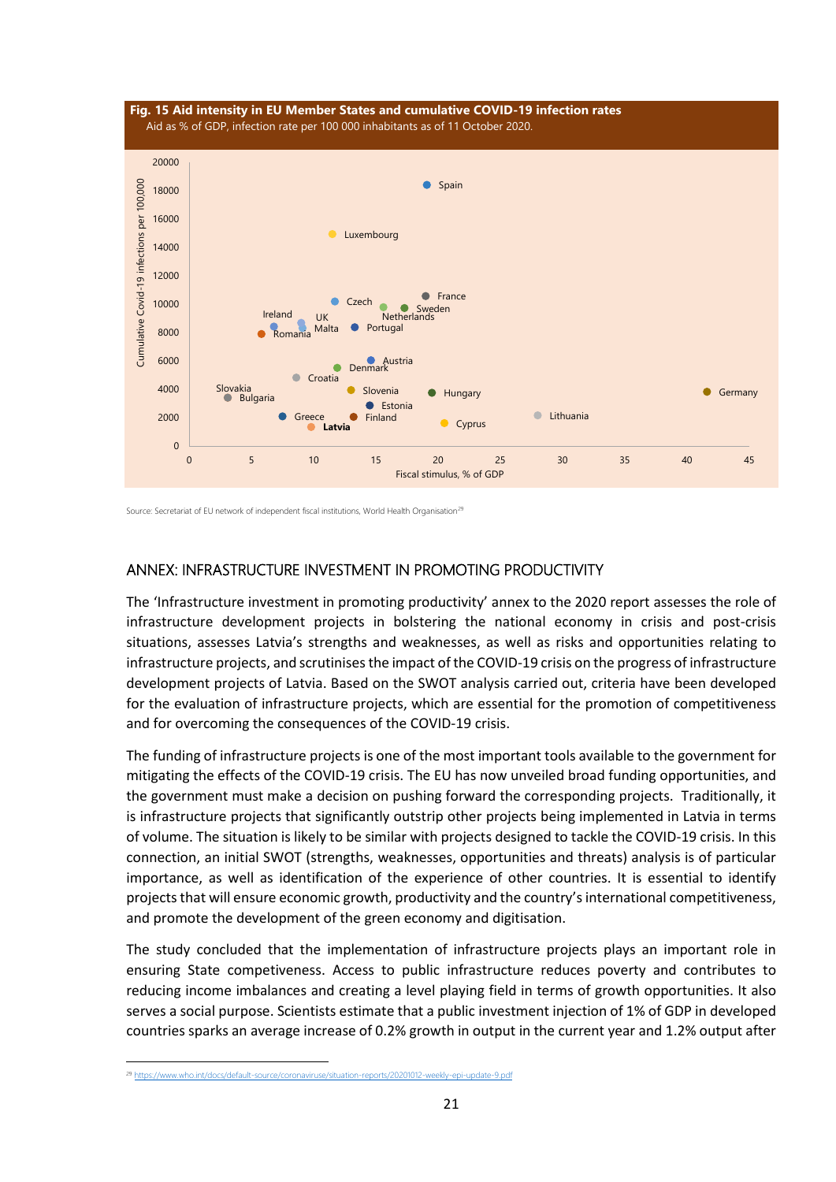**Fig. 15 Aid intensity in EU Member States and cumulative COVID-19 infection rates**

Aid as % of GDP, infection rate per 100 000 inhabitants as of 11 October 2020.

Source: Secretariat of EU network of independent fiscal institutions, World Health Organisation[29]

## ANNEX: INFRASTRUCTURE INVESTMENT IN PROMOTING PRODUCTIVITY

The 'Infrastructure investment in promoting productivity' annex to the 2020 report assesses the role of infrastructure development projects in bolstering the national economy in crisis and post-crisis situations, assesses Latvia's strengths and weaknesses, as well as risks and opportunities relating to infrastructure projects, and scrutinises the impact of the COVID-19 crisis on the progress of infrastructure development projects of Latvia. Based on the SWOT analysis carried out, criteria have been developed for the evaluation of infrastructure projects, which are essential for the promotion of competitiveness and for overcoming the consequences of the COVID-19 crisis.

The funding of infrastructure projects is one of the most important tools available to the government for mitigating the effects of the COVID-19 crisis. The EU has now unveiled broad funding opportunities, and the government must make a decision on pushing forward the corresponding projects. Traditionally, it is infrastructure projects that significantly outstrip other projects being implemented in Latvia in terms of volume. The situation is likely to be similar with projects designed to tackle the COVID-19 crisis. In this connection, an initial SWOT (strengths, weaknesses, opportunities and threats) analysis is of particular importance, as well as identification of the experience of other countries. It is essential to identify projects that will ensure economic growth, productivity and the country's international competitiveness, and promote the development of the green economy and digitisation.

The study concluded that the implementation of infrastructure projects plays an important role in ensuring State competiveness. Access to public infrastructure reduces poverty and contributes to reducing income imbalances and creating a level playing field in terms of growth opportunities. It also serves a social purpose. Scientists estimate that a public investment injection of 1% of GDP in developed countries sparks an average increase of 0.2% growth in output in the current year and 1.2% output after

[29] https://www.who.int/docs/default-source/coronaviruse/situation-reports/20201012-weekly-epi-update-9.pdf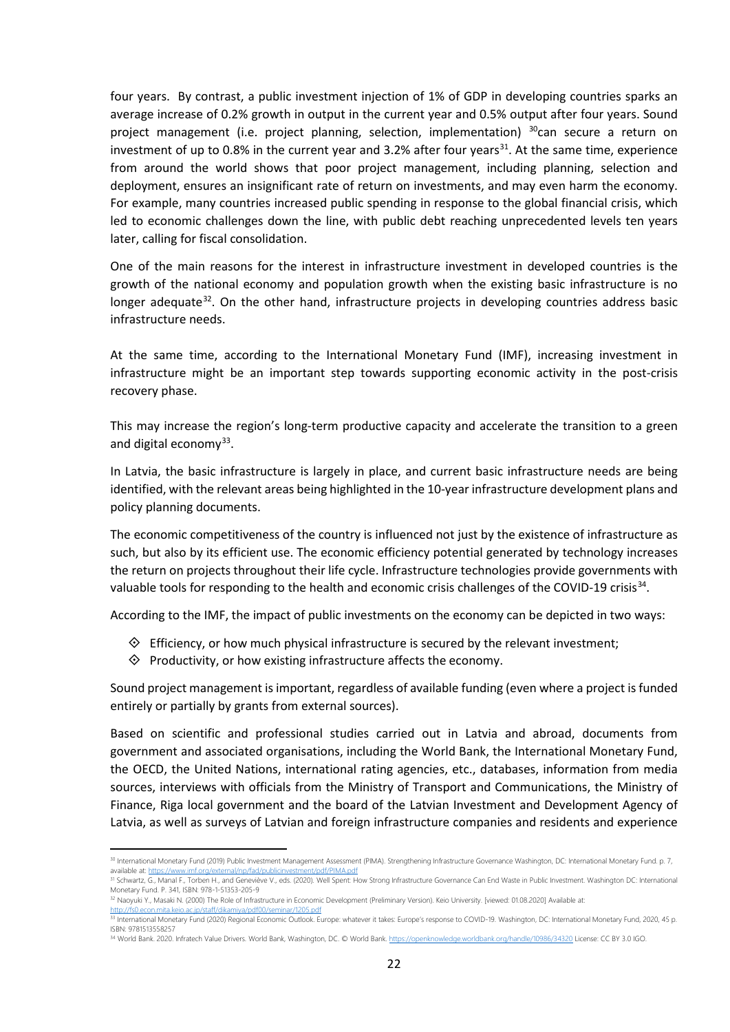four years. By contrast, a public investment injection of 1% of GDP in developing countries sparks an average increase of 0.2% growth in output in the current year and 0.5% output after four years. Sound project management (i.e. project planning, selection, implementation) [30]can secure a return on investment of up to 0.8% in the current year and 3.2% after four years[31]. At the same time, experience from around the world shows that poor project management, including planning, selection and deployment, ensures an insignificant rate of return on investments, and may even harm the economy. For example, many countries increased public spending in response to the global financial crisis, which led to economic challenges down the line, with public debt reaching unprecedented levels ten years later, calling for fiscal consolidation.

One of the main reasons for the interest in infrastructure investment in developed countries is the growth of the national economy and population growth when the existing basic infrastructure is no longer adequate[32]. On the other hand, infrastructure projects in developing countries address basic infrastructure needs.

At the same time, according to the International Monetary Fund (IMF), increasing investment in infrastructure might be an important step towards supporting economic activity in the post-crisis recovery phase.

This may increase the region's long-term productive capacity and accelerate the transition to a green and digital economy[33].

In Latvia, the basic infrastructure is largely in place, and current basic infrastructure needs are being identified, with the relevant areas being highlighted in the 10-year infrastructure development plans and policy planning documents.

The economic competitiveness of the country is influenced not just by the existence of infrastructure as such, but also by its efficient use. The economic efficiency potential generated by technology increases the return on projects throughout their life cycle. Infrastructure technologies provide governments with valuable tools for responding to the health and economic crisis challenges of the COVID-19 crisis[34].

According to the IMF, the impact of public investments on the economy can be depicted in two ways:

- Efficiency, or how much physical infrastructure is secured by the relevant investment;
- Productivity, or how existing infrastructure affects the economy.

Sound project management is important, regardless of available funding (even where a project is funded entirely or partially by grants from external sources).

Based on scientific and professional studies carried out in Latvia and abroad, documents from government and associated organisations, including the World Bank, the International Monetary Fund, the OECD, the United Nations, international rating agencies, etc., databases, information from media sources, interviews with officials from the Ministry of Transport and Communications, the Ministry of Finance, Riga local government and the board of the Latvian Investment and Development Agency of Latvia, as well as surveys of Latvian and foreign infrastructure companies and residents and experience

---

[30] International Monetary Fund (2019) Public Investment Management Assessment (PIMA). Strengthening Infrastructure Governance Washington, DC: International Monetary Fund. p. 7, available at: https://www.imf.org/external/np/fad/publicinvestment/pdf/PIMA.pdf

[31] Schwartz, G., Manal F., Torben H., and Geneviève V., eds. (2020). Well Spent: How Strong Infrastructure Governance Can End Waste in Public Investment. Washington DC: International Monetary Fund. P. 341, ISBN: 978-1-51353-205-9

[32] Naoyuki Y., Masaki N. (2000) The Role of Infrastructure in Economic Development (Preliminary Version). Keio University. [viewed: 01.08.2020] Available at: http://fs0.econ.mita.keio.ac.jp/staff/dikamiya/pdf00/seminar/1205.pdf

[33] International Monetary Fund (2020) Regional Economic Outlook. Europe: whatever it takes: Europe's response to COVID-19. Washington, DC: International Monetary Fund, 2020, 45 p. ISBN: 9781513558257

[34] World Bank. 2020. Infratech Value Drivers. World Bank, Washington, DC. © World Bank. https://openknowledge.worldbank.org/handle/10986/34320 License: CC BY 3.0 IGO.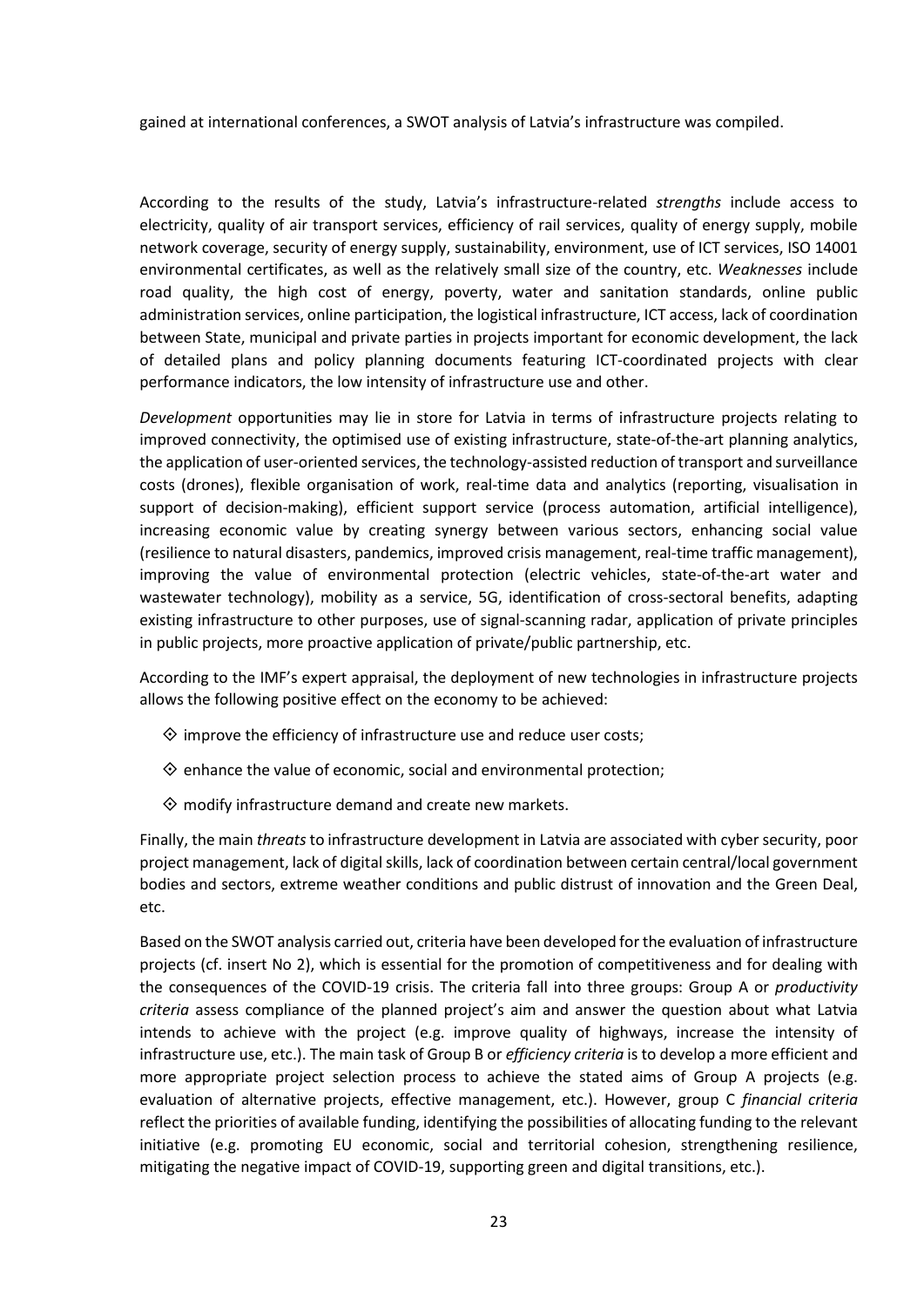gained at international conferences, a SWOT analysis of Latvia's infrastructure was compiled.

According to the results of the study, Latvia's infrastructure-related *strengths* include access to electricity, quality of air transport services, efficiency of rail services, quality of energy supply, mobile network coverage, security of energy supply, sustainability, environment, use of ICT services, ISO 14001 environmental certificates, as well as the relatively small size of the country, etc. *Weaknesses* include road quality, the high cost of energy, poverty, water and sanitation standards, online public administration services, online participation, the logistical infrastructure, ICT access, lack of coordination between State, municipal and private parties in projects important for economic development, the lack of detailed plans and policy planning documents featuring ICT-coordinated projects with clear performance indicators, the low intensity of infrastructure use and other.

*Development* opportunities may lie in store for Latvia in terms of infrastructure projects relating to improved connectivity, the optimised use of existing infrastructure, state-of-the-art planning analytics, the application of user-oriented services, the technology-assisted reduction of transport and surveillance costs (drones), flexible organisation of work, real-time data and analytics (reporting, visualisation in support of decision-making), efficient support service (process automation, artificial intelligence), increasing economic value by creating synergy between various sectors, enhancing social value (resilience to natural disasters, pandemics, improved crisis management, real-time traffic management), improving the value of environmental protection (electric vehicles, state-of-the-art water and wastewater technology), mobility as a service, 5G, identification of cross-sectoral benefits, adapting existing infrastructure to other purposes, use of signal-scanning radar, application of private principles in public projects, more proactive application of private/public partnership, etc.

According to the IMF's expert appraisal, the deployment of new technologies in infrastructure projects allows the following positive effect on the economy to be achieved:

- improve the efficiency of infrastructure use and reduce user costs;
- enhance the value of economic, social and environmental protection;
- modify infrastructure demand and create new markets.

Finally, the main *threats* to infrastructure development in Latvia are associated with cyber security, poor project management, lack of digital skills, lack of coordination between certain central/local government bodies and sectors, extreme weather conditions and public distrust of innovation and the Green Deal, etc.

Based on the SWOT analysis carried out, criteria have been developed for the evaluation of infrastructure projects (cf. insert No 2), which is essential for the promotion of competitiveness and for dealing with the consequences of the COVID-19 crisis. The criteria fall into three groups: Group A or *productivity criteria* assess compliance of the planned project's aim and answer the question about what Latvia intends to achieve with the project (e.g. improve quality of highways, increase the intensity of infrastructure use, etc.). The main task of Group B or *efficiency criteria* is to develop a more efficient and more appropriate project selection process to achieve the stated aims of Group A projects (e.g. evaluation of alternative projects, effective management, etc.). However, group C *financial criteria* reflect the priorities of available funding, identifying the possibilities of allocating funding to the relevant initiative (e.g. promoting EU economic, social and territorial cohesion, strengthening resilience, mitigating the negative impact of COVID-19, supporting green and digital transitions, etc.).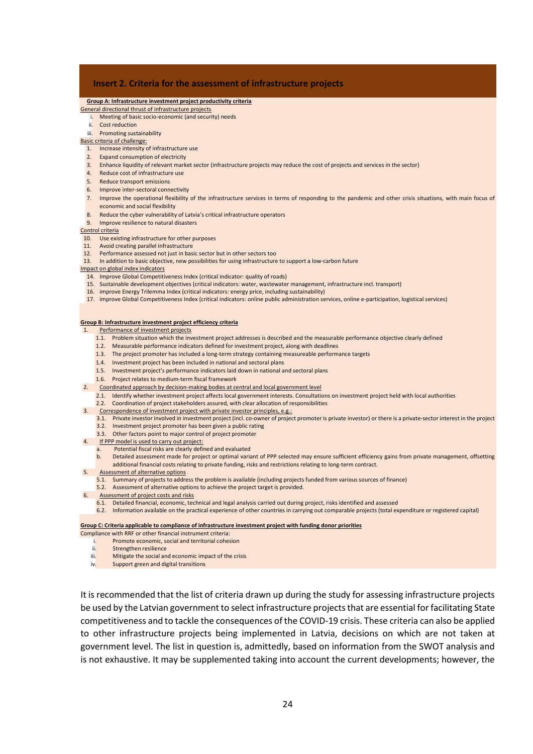## Insert 2. Criteria for the assessment of infrastructure projects

**Group A: Infrastructure investment project productivity criteria**

General directional thrust of infrastructure projects

- i. Meeting of basic socio-economic (and security) needs
- ii. Cost reduction
- iii. Promoting sustainability

Basic criteria of challenge:

1. Increase intensity of infrastructure use
2. Expand consumption of electricity
3. Enhance liquidity of relevant market sector (infrastructure projects may reduce the cost of projects and services in the sector)
4. Reduce cost of infrastructure use
5. Reduce transport emissions
6. Improve inter-sectoral connectivity
7. Improve the operational flexibility of the infrastructure services in terms of responding to the pandemic and other crisis situations, with main focus of economic and social flexibility
8. Reduce the cyber vulnerability of Latvia's critical infrastructure operators
9. Improve resilience to natural disasters

Control criteria

10. Use existing infrastructure for other purposes
11. Avoid creating parallel infrastructure
12. Performance assessed not just in basic sector but in other sectors too
13. In addition to basic objective, new possibilities for using infrastructure to support a low-carbon future

Impact on global index indicators

14. Improve Global Competitiveness Index (critical indicator: quality of roads)
15. Sustainable development objectives (critical indicators: water, wastewater management, infrastructure incl. transport)
16. improve Energy Trilemma Index (critical indicators: energy price, including sustainability)
17. improve Global Competitiveness Index (critical indicators: online public administration services, online e-participation, logistical services)

**Group B: Infrastructure investment project efficiency criteria**

1. Performance of investment projects
   - 1.1. Problem situation which the investment project addresses is described and the measurable performance objective clearly defined
   - 1.2. Measurable performance indicators defined for investment project, along with deadlines
   - 1.3. The project promoter has included a long-term strategy containing measureable performance targets
   - 1.4. Investment project has been included in national and sectoral plans
   - 1.5. Investment project's performance indicators laid down in national and sectoral plans
   - 1.6. Project relates to medium-term fiscal framework
2. Coordinated approach by decision-making bodies at central and local government level
   - 2.1. Identify whether investment project affects local government interests. Consultations on investment project held with local authorities
   - 2.2. Coordination of project stakeholders assured, with clear allocation of responsibilities
3. Correspondence of investment project with private investor principles, e.g.:
   - 3.1. Private investor involved in investment project (incl. co-owner of project promoter is private investor) or there is a private-sector interest in the project
   - 3.2. Investment project promoter has been given a public rating
   - 3.3. Other factors point to major control of project promoter
4. If PPP model is used to carry out project:
   - a. Potential fiscal risks are clearly defined and evaluated
   - b. Detailed assessment made for project or optimal variant of PPP selected may ensure sufficient efficiency gains from private management, offsetting additional financial costs relating to private funding, risks and restrictions relating to long-term contract.
5. Assessment of alternative options
   - 5.1. Summary of projects to address the problem is available (including projects funded from various sources of finance)
   - 5.2. Assessment of alternative options to achieve the project target is provided.
6. Assessment of project costs and risks
   - 6.1. Detailed financial, economic, technical and legal analysis carried out during project, risks identified and assessed
   - 6.2. Information available on the practical experience of other countries in carrying out comparable projects (total expenditure or registered capital)

**Group C: Criteria applicable to compliance of infrastructure investment project with funding donor priorities**

Compliance with RRF or other financial instrument criteria:

- i. Promote economic, social and territorial cohesion
- ii. Strengthen resilience
- iii. Mitigate the social and economic impact of the crisis
- iv. Support green and digital transitions

It is recommended that the list of criteria drawn up during the study for assessing infrastructure projects be used by the Latvian government to select infrastructure projects that are essential for facilitating State competitiveness and to tackle the consequences of the COVID-19 crisis. These criteria can also be applied to other infrastructure projects being implemented in Latvia, decisions on which are not taken at government level. The list in question is, admittedly, based on information from the SWOT analysis and is not exhaustive. It may be supplemented taking into account the current developments; however, the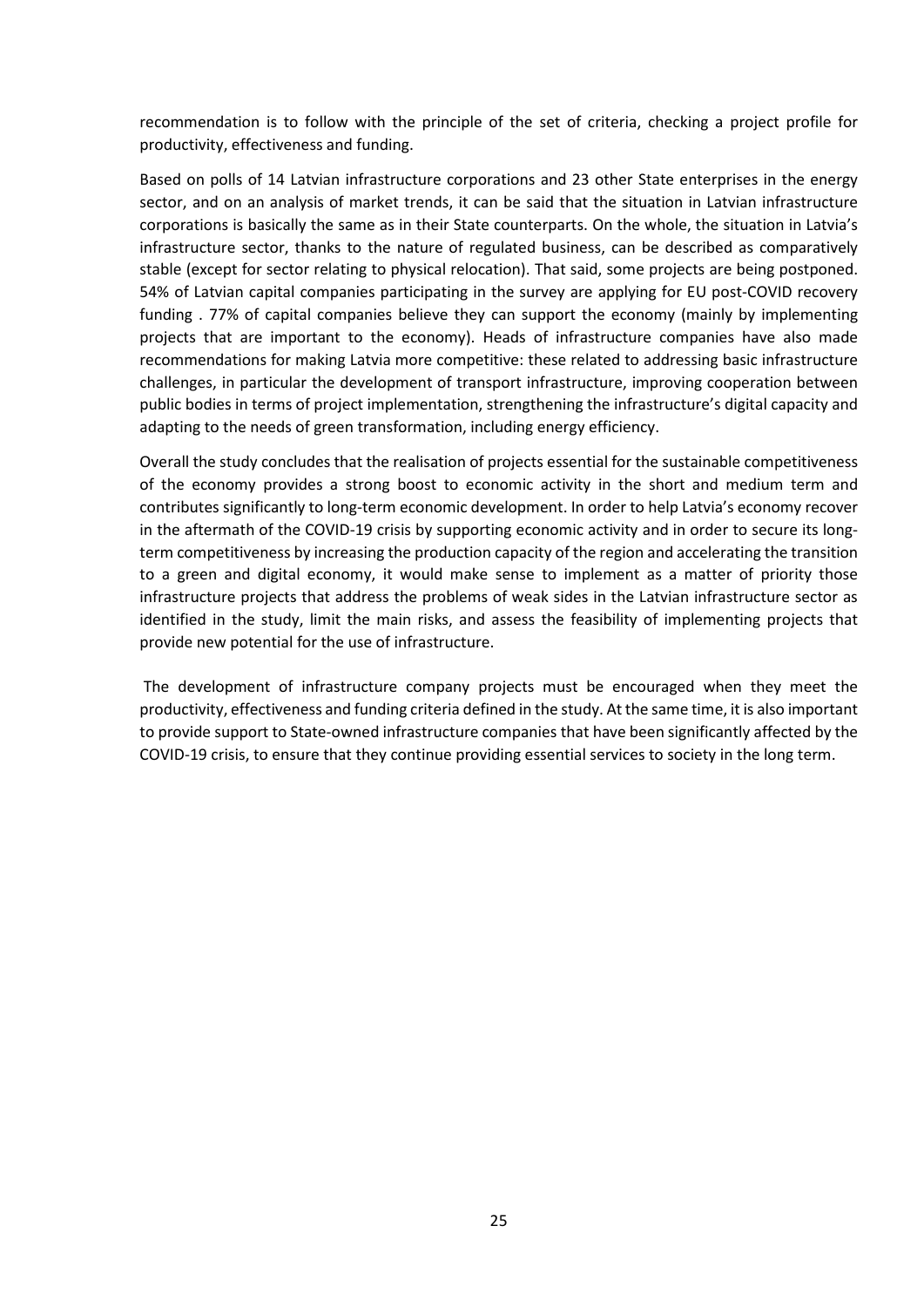recommendation is to follow with the principle of the set of criteria, checking a project profile for productivity, effectiveness and funding.

Based on polls of 14 Latvian infrastructure corporations and 23 other State enterprises in the energy sector, and on an analysis of market trends, it can be said that the situation in Latvian infrastructure corporations is basically the same as in their State counterparts. On the whole, the situation in Latvia's infrastructure sector, thanks to the nature of regulated business, can be described as comparatively stable (except for sector relating to physical relocation). That said, some projects are being postponed. 54% of Latvian capital companies participating in the survey are applying for EU post-COVID recovery funding . 77% of capital companies believe they can support the economy (mainly by implementing projects that are important to the economy). Heads of infrastructure companies have also made recommendations for making Latvia more competitive: these related to addressing basic infrastructure challenges, in particular the development of transport infrastructure, improving cooperation between public bodies in terms of project implementation, strengthening the infrastructure's digital capacity and adapting to the needs of green transformation, including energy efficiency.

Overall the study concludes that the realisation of projects essential for the sustainable competitiveness of the economy provides a strong boost to economic activity in the short and medium term and contributes significantly to long-term economic development. In order to help Latvia's economy recover in the aftermath of the COVID-19 crisis by supporting economic activity and in order to secure its long-term competitiveness by increasing the production capacity of the region and accelerating the transition to a green and digital economy, it would make sense to implement as a matter of priority those infrastructure projects that address the problems of weak sides in the Latvian infrastructure sector as identified in the study, limit the main risks, and assess the feasibility of implementing projects that provide new potential for the use of infrastructure.

The development of infrastructure company projects must be encouraged when they meet the productivity, effectiveness and funding criteria defined in the study. At the same time, it is also important to provide support to State-owned infrastructure companies that have been significantly affected by the COVID-19 crisis, to ensure that they continue providing essential services to society in the long term.